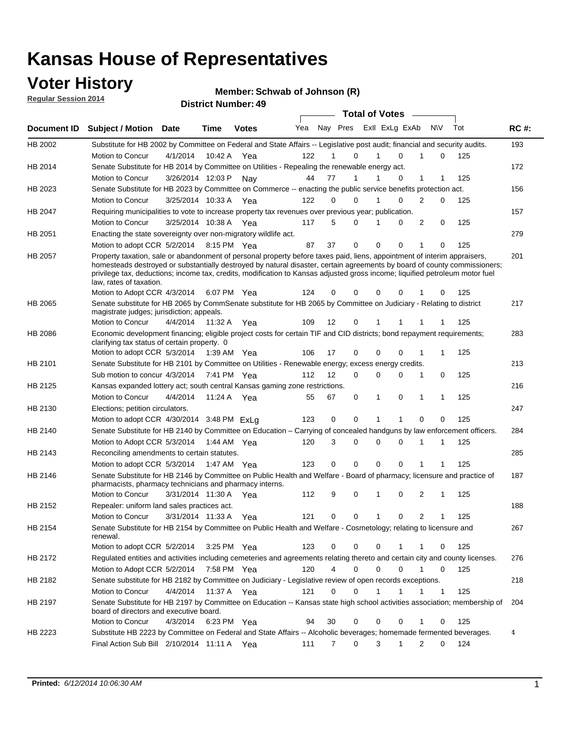# Kansas House of Representatives

## Voter History

**Regular Session 2014**

**Member: Schwab of Johnson (R)**

**District Number: 49**

| Document ID | Subject / Motion | Date | Time | Votes | Yea | Nay | Pres | ExII | ExLg | ExAb | N\V | Tot | RC #: |
|---|---|---|---|---|---|---|---|---|---|---|---|---|---|
| HB 2002 | Substitute for HB 2002 by Committee on Federal and State Affairs -- Legislative post audit; financial and security audits. | | | | | | | | | | | | 193 |
| | Motion to Concur | 4/1/2014 | 10:42 A | Yea | 122 | 1 | 0 | 1 | 0 | 1 | 0 | 125 | |
| HB 2014 | Senate Substitute for HB 2014 by Committee on Utilities - Repealing the renewable energy act. | | | | | | | | | | | | 172 |
| | Motion to Concur | 3/26/2014 | 12:03 P | Nay | 44 | 77 | 1 | 1 | 0 | 1 | 1 | 125 | |
| HB 2023 | Senate Substitute for HB 2023 by Committee on Commerce -- enacting the public service benefits protection act. | | | | | | | | | | | | 156 |
| | Motion to Concur | 3/25/2014 | 10:33 A | Yea | 122 | 0 | 0 | 1 | 0 | 2 | 0 | 125 | |
| HB 2047 | Requiring municipalities to vote to increase property tax revenues over previous year; publication. | | | | | | | | | | | | 157 |
| | Motion to Concur | 3/25/2014 | 10:38 A | Yea | 117 | 5 | 0 | 1 | 0 | 2 | 0 | 125 | |
| HB 2051 | Enacting the state sovereignty over non-migratory wildlife act. | | | | | | | | | | | | 279 |
| | Motion to adopt CCR | 5/2/2014 | 8:15 PM | Yea | 87 | 37 | 0 | 0 | 0 | 1 | 0 | 125 | |
| HB 2057 | Property taxation, sale or abandonment of personal property before taxes paid, liens, appointment of interim appraisers, homesteads destroyed or substantially destroyed by natural disaster, certain agreements by board of county commissioners; privilege tax, deductions; income tax, credits, modification to Kansas adjusted gross income; liquified petroleum motor fuel law, rates of taxation. | | | | | | | | | | | | 201 |
| | Motion to Adopt CCR | 4/3/2014 | 6:07 PM | Yea | 124 | 0 | 0 | 0 | 0 | 1 | 0 | 125 | |
| HB 2065 | Senate substitute for HB 2065 by CommSenate substitute for HB 2065 by Committee on Judiciary - Relating to district magistrate judges; jurisdiction; appeals. | | | | | | | | | | | | 217 |
| | Motion to Concur | 4/4/2014 | 11:32 A | Yea | 109 | 12 | 0 | 1 | 1 | 1 | 1 | 125 | |
| HB 2086 | Economic development financing; eligible project costs for certain TIF and CID districts; bond repayment requirements; clarifying tax status of certain property. 0 | | | | | | | | | | | | 283 |
| | Motion to adopt CCR | 5/3/2014 | 1:39 AM | Yea | 106 | 17 | 0 | 0 | 0 | 1 | 1 | 125 | |
| HB 2101 | Senate Substitute for HB 2101 by Committee on Utilities - Renewable energy; excess energy credits. | | | | | | | | | | | | 213 |
| | Sub motion to concur | 4/3/2014 | 7:41 PM | Yea | 112 | 12 | 0 | 0 | 0 | 1 | 0 | 125 | |
| HB 2125 | Kansas expanded lottery act; south central Kansas gaming zone restrictions. | | | | | | | | | | | | 216 |
| | Motion to Concur | 4/4/2014 | 11:24 A | Yea | 55 | 67 | 0 | 1 | 0 | 1 | 1 | 125 | |
| HB 2130 | Elections; petition circulators. | | | | | | | | | | | | 247 |
| | Motion to adopt CCR | 4/30/2014 | 3:48 PM | ExLg | 123 | 0 | 0 | 1 | 1 | 0 | 0 | 125 | |
| HB 2140 | Senate Substitute for HB 2140 by Committee on Education – Carrying of concealed handguns by law enforcement officers. | | | | | | | | | | | | 284 |
| | Motion to Adopt CCR | 5/3/2014 | 1:44 AM | Yea | 120 | 3 | 0 | 0 | 0 | 1 | 1 | 125 | |
| HB 2143 | Reconciling amendments to certain statutes. | | | | | | | | | | | | 285 |
| | Motion to adopt CCR | 5/3/2014 | 1:47 AM | Yea | 123 | 0 | 0 | 0 | 0 | 1 | 1 | 125 | |
| HB 2146 | Senate Substitute for HB 2146 by Committee on Public Health and Welfare - Board of pharmacy; licensure and practice of pharmacists, pharmacy technicians and pharmacy interns. | | | | | | | | | | | | 187 |
| | Motion to Concur | 3/31/2014 | 11:30 A | Yea | 112 | 9 | 0 | 1 | 0 | 2 | 1 | 125 | |
| HB 2152 | Repealer: uniform land sales practices act. | | | | | | | | | | | | 188 |
| | Motion to Concur | 3/31/2014 | 11:33 A | Yea | 121 | 0 | 0 | 1 | 0 | 2 | 1 | 125 | |
| HB 2154 | Senate Substitute for HB 2154 by Committee on Public Health and Welfare - Cosmetology; relating to licensure and renewal. | | | | | | | | | | | | 267 |
| | Motion to adopt CCR | 5/2/2014 | 3:25 PM | Yea | 123 | 0 | 0 | 0 | 1 | 1 | 0 | 125 | |
| HB 2172 | Regulated entities and activities including cemeteries and agreements relating thereto and certain city and county licenses. | | | | | | | | | | | | 276 |
| | Motion to Adopt CCR | 5/2/2014 | 7:58 PM | Yea | 120 | 4 | 0 | 0 | 0 | 1 | 0 | 125 | |
| HB 2182 | Senate substitute for HB 2182 by Committee on Judiciary - Legislative review of open records exceptions. | | | | | | | | | | | | 218 |
| | Motion to Concur | 4/4/2014 | 11:37 A | Yea | 121 | 0 | 0 | 1 | 1 | 1 | 1 | 125 | |
| HB 2197 | Senate Substitute for HB 2197 by Committee on Education -- Kansas state high school activities association; membership of board of directors and executive board. | | | | | | | | | | | | 204 |
| | Motion to Concur | 4/3/2014 | 6:23 PM | Yea | 94 | 30 | 0 | 0 | 0 | 1 | 0 | 125 | |
| HB 2223 | Substitute HB 2223 by Committee on Federal and State Affairs -- Alcoholic beverages; homemade fermented beverages. | | | | | | | | | | | | 4 |
| | Final Action Sub Bill | 2/10/2014 | 11:11 A | Yea | 111 | 7 | 0 | 3 | 1 | 2 | 0 | 124 | |

**Printed:** *6/12/2014 10:06:30 AM*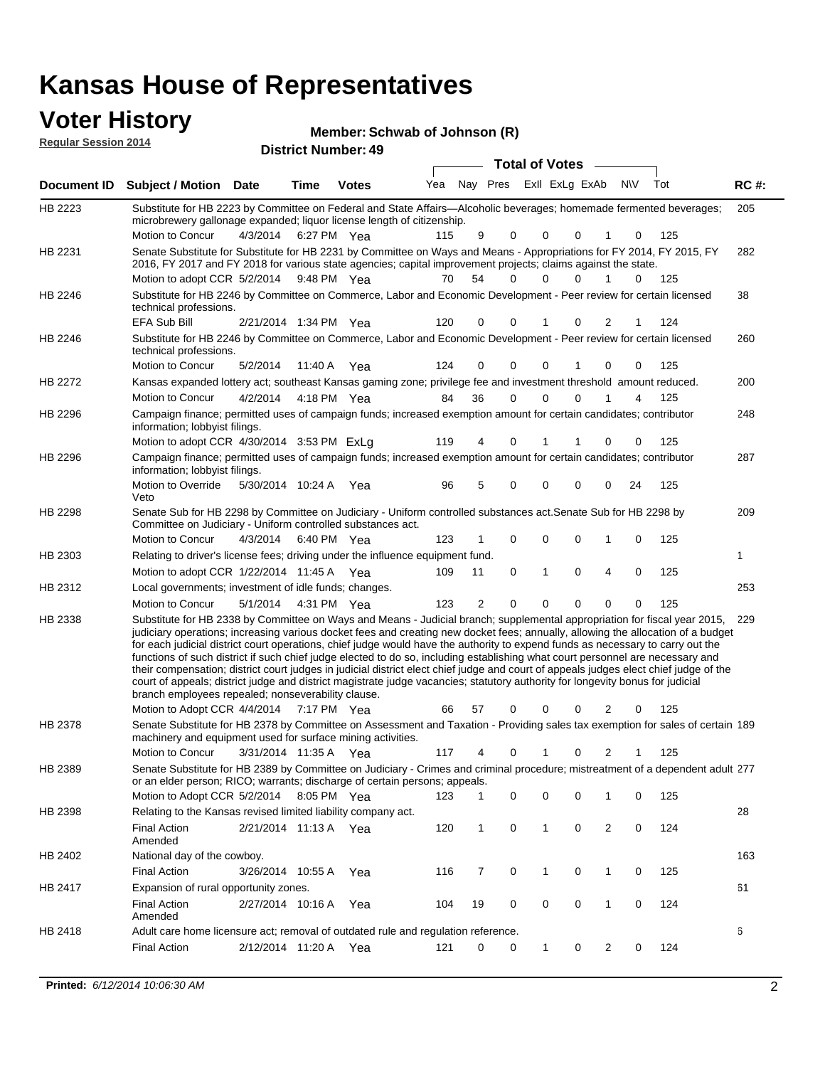# Kansas House of Representatives

## Voter History

**Regular Session 2014**

**Member: Schwab of Johnson (R)**

**District Number: 49**

| Document ID | Subject / Motion | Date | Time | Votes | Yea | Nay | Pres | ExlI | ExLg | ExAb | N\V | Tot | RC #: |
|---|---|---|---|---|---|---|---|---|---|---|---|---|---|
| HB 2223 | Substitute for HB 2223 by Committee on Federal and State Affairs—Alcoholic beverages; homemade fermented beverages; microbrewery gallonage expanded; liquor license length of citizenship. | | | | | | | | | | | | 205 |
| | Motion to Concur | 4/3/2014 | 6:27 PM | Yea | 115 | 9 | 0 | 0 | 0 | 1 | 0 | 125 | |
| HB 2231 | Senate Substitute for Substitute for HB 2231 by Committee on Ways and Means - Appropriations for FY 2014, FY 2015, FY 2016, FY 2017 and FY 2018 for various state agencies; capital improvement projects; claims against the state. | | | | | | | | | | | | 282 |
| | Motion to adopt CCR | 5/2/2014 | 9:48 PM | Yea | 70 | 54 | 0 | 0 | 0 | 1 | 0 | 125 | |
| HB 2246 | Substitute for HB 2246 by Committee on Commerce, Labor and Economic Development - Peer review for certain licensed technical professions. | | | | | | | | | | | | 38 |
| | EFA Sub Bill | 2/21/2014 | 1:34 PM | Yea | 120 | 0 | 0 | 1 | 0 | 2 | 1 | 124 | |
| HB 2246 | Substitute for HB 2246 by Committee on Commerce, Labor and Economic Development - Peer review for certain licensed technical professions. | | | | | | | | | | | | 260 |
| | Motion to Concur | 5/2/2014 | 11:40 A | Yea | 124 | 0 | 0 | 0 | 1 | 0 | 0 | 125 | |
| HB 2272 | Kansas expanded lottery act; southeast Kansas gaming zone; privilege fee and investment threshold amount reduced. | | | | | | | | | | | | 200 |
| | Motion to Concur | 4/2/2014 | 4:18 PM | Yea | 84 | 36 | 0 | 0 | 0 | 1 | 4 | 125 | |
| HB 2296 | Campaign finance; permitted uses of campaign funds; increased exemption amount for certain candidates; contributor information; lobbyist filings. | | | | | | | | | | | | 248 |
| | Motion to adopt CCR | 4/30/2014 | 3:53 PM | ExLg | 119 | 4 | 0 | 1 | 1 | 0 | 0 | 125 | |
| HB 2296 | Campaign finance; permitted uses of campaign funds; increased exemption amount for certain candidates; contributor information; lobbyist filings. | | | | | | | | | | | | 287 |
| | Motion to Override Veto | 5/30/2014 | 10:24 A | Yea | 96 | 5 | 0 | 0 | 0 | 0 | 24 | 125 | |
| HB 2298 | Senate Sub for HB 2298 by Committee on Judiciary - Uniform controlled substances act.Senate Sub for HB 2298 by Committee on Judiciary - Uniform controlled substances act. | | | | | | | | | | | | 209 |
| | Motion to Concur | 4/3/2014 | 6:40 PM | Yea | 123 | 1 | 0 | 0 | 0 | 1 | 0 | 125 | |
| HB 2303 | Relating to driver's license fees; driving under the influence equipment fund. | | | | | | | | | | | | 1 |
| | Motion to adopt CCR | 1/22/2014 | 11:45 A | Yea | 109 | 11 | 0 | 1 | 0 | 4 | 0 | 125 | |
| HB 2312 | Local governments; investment of idle funds; changes. | | | | | | | | | | | | 253 |
| | Motion to Concur | 5/1/2014 | 4:31 PM | Yea | 123 | 2 | 0 | 0 | 0 | 0 | 0 | 125 | |
| HB 2338 | Substitute for HB 2338 by Committee on Ways and Means - Judicial branch; supplemental appropriation for fiscal year 2015, judiciary operations; increasing various docket fees and creating new docket fees; annually, allowing the allocation of a budget for each judicial district court operations, chief judge would have the authority to expend funds as necessary to carry out the functions of such district if such chief judge elected to do so, including establishing what court personnel are necessary and their compensation; district court judges in judicial district elect chief judge and court of appeals judges elect chief judge of the court of appeals; district judge and district magistrate judge vacancies; statutory authority for longevity bonus for judicial branch employees repealed; nonseverability clause. | | | | | | | | | | | | 229 |
| | Motion to Adopt CCR | 4/4/2014 | 7:17 PM | Yea | 66 | 57 | 0 | 0 | 0 | 2 | 0 | 125 | |
| HB 2378 | Senate Substitute for HB 2378 by Committee on Assessment and Taxation - Providing sales tax exemption for sales of certain machinery and equipment used for surface mining activities. | | | | | | | | | | | | 189 |
| | Motion to Concur | 3/31/2014 | 11:35 A | Yea | 117 | 4 | 0 | 1 | 0 | 2 | 1 | 125 | |
| HB 2389 | Senate Substitute for HB 2389 by Committee on Judiciary - Crimes and criminal procedure; mistreatment of a dependent adult or an elder person; RICO; warrants; discharge of certain persons; appeals. | | | | | | | | | | | | 277 |
| | Motion to Adopt CCR | 5/2/2014 | 8:05 PM | Yea | 123 | 1 | 0 | 0 | 0 | 1 | 0 | 125 | |
| HB 2398 | Relating to the Kansas revised limited liability company act. | | | | | | | | | | | | 28 |
| | Final Action Amended | 2/21/2014 | 11:13 A | Yea | 120 | 1 | 0 | 1 | 0 | 2 | 0 | 124 | |
| HB 2402 | National day of the cowboy. | | | | | | | | | | | | 163 |
| | Final Action | 3/26/2014 | 10:55 A | Yea | 116 | 7 | 0 | 1 | 0 | 1 | 0 | 125 | |
| HB 2417 | Expansion of rural opportunity zones. | | | | | | | | | | | | 61 |
| | Final Action Amended | 2/27/2014 | 10:16 A | Yea | 104 | 19 | 0 | 0 | 0 | 1 | 0 | 124 | |
| HB 2418 | Adult care home licensure act; removal of outdated rule and regulation reference. | | | | | | | | | | | | 6 |
| | Final Action | 2/12/2014 | 11:20 A | Yea | 121 | 0 | 0 | 1 | 0 | 2 | 0 | 124 | |

**Printed:** *6/12/2014 10:06:30 AM*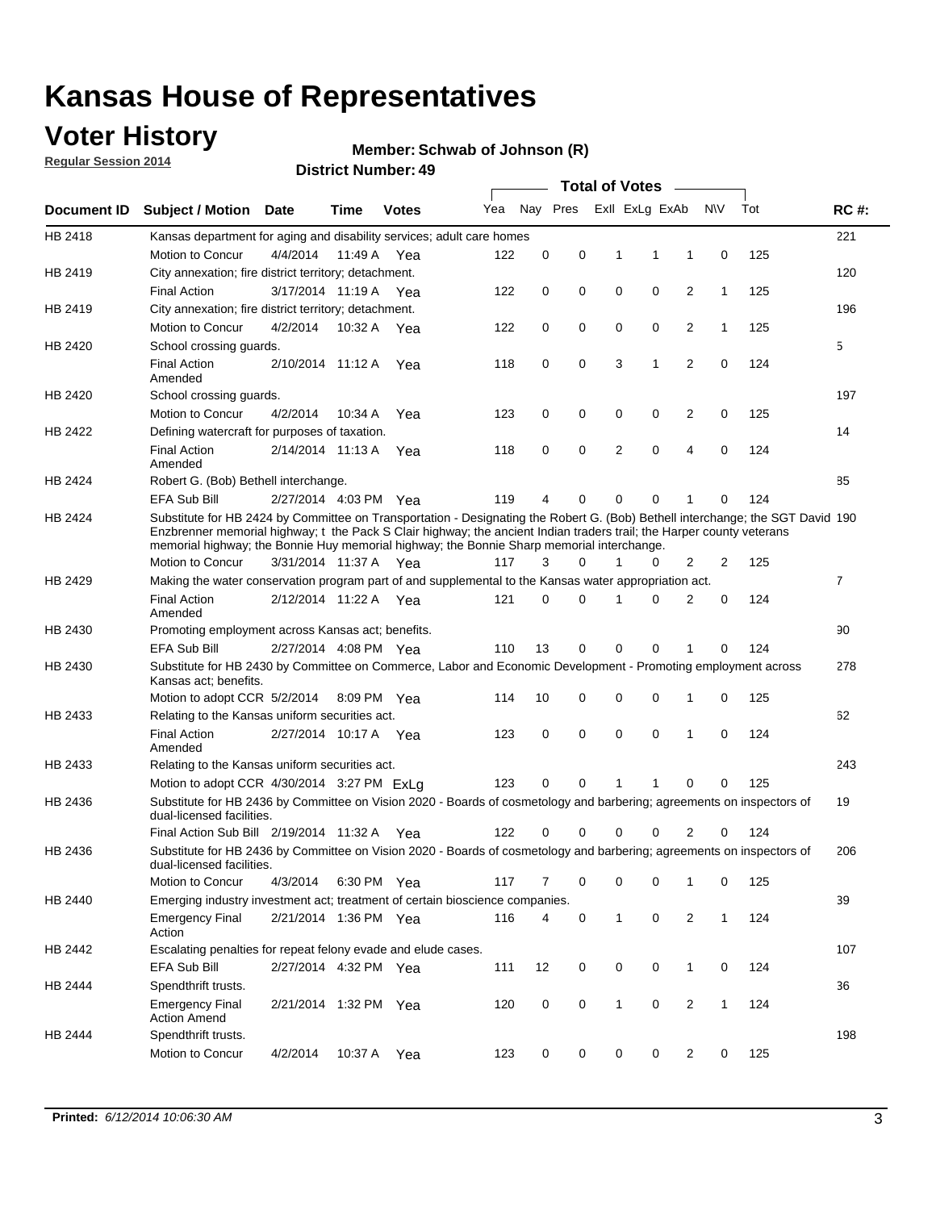# Kansas House of Representatives

# Voter History

**Regular Session 2014**

**Member: Schwab of Johnson (R)**

**District Number: 49**

| Document ID | Subject / Motion | Date | Time | Votes | Yea | Nay | Pres | ExII | ExLg | ExAb | N\V | Tot | RC #: |
|---|---|---|---|---|---|---|---|---|---|---|---|---|---|
| HB 2418 | Kansas department for aging and disability services; adult care homes | | | | | | | | | | | | 221 |
| | Motion to Concur | 4/4/2014 | 11:49 A | Yea | 122 | 0 | 0 | 1 | 1 | 1 | 0 | 125 | |
| HB 2419 | City annexation; fire district territory; detachment. | | | | | | | | | | | | 120 |
| | Final Action | 3/17/2014 | 11:19 A | Yea | 122 | 0 | 0 | 0 | 0 | 2 | 1 | 125 | |
| HB 2419 | City annexation; fire district territory; detachment. | | | | | | | | | | | | 196 |
| | Motion to Concur | 4/2/2014 | 10:32 A | Yea | 122 | 0 | 0 | 0 | 0 | 2 | 1 | 125 | |
| HB 2420 | School crossing guards. | | | | | | | | | | | | 5 |
| | Final Action Amended | 2/10/2014 | 11:12 A | Yea | 118 | 0 | 0 | 3 | 1 | 2 | 0 | 124 | |
| HB 2420 | School crossing guards. | | | | | | | | | | | | 197 |
| | Motion to Concur | 4/2/2014 | 10:34 A | Yea | 123 | 0 | 0 | 0 | 0 | 2 | 0 | 125 | |
| HB 2422 | Defining watercraft for purposes of taxation. | | | | | | | | | | | | 14 |
| | Final Action Amended | 2/14/2014 | 11:13 A | Yea | 118 | 0 | 0 | 2 | 0 | 4 | 0 | 124 | |
| HB 2424 | Robert G. (Bob) Bethell interchange. | | | | | | | | | | | | 85 |
| | EFA Sub Bill | 2/27/2014 | 4:03 PM | Yea | 119 | 4 | 0 | 0 | 0 | 1 | 0 | 124 | |
| HB 2424 | Substitute for HB 2424 by Committee on Transportation - Designating the Robert G. (Bob) Bethell interchange; the SGT David Enzbrenner memorial highway; t the Pack S Clair highway; the ancient Indian traders trail; the Harper county veterans memorial highway; the Bonnie Huy memorial highway; the Bonnie Sharp memorial interchange. | | | | | | | | | | | | 190 |
| | Motion to Concur | 3/31/2014 | 11:37 A | Yea | 117 | 3 | 0 | 1 | 0 | 2 | 2 | 125 | |
| HB 2429 | Making the water conservation program part of and supplemental to the Kansas water appropriation act. | | | | | | | | | | | | 7 |
| | Final Action Amended | 2/12/2014 | 11:22 A | Yea | 121 | 0 | 0 | 1 | 0 | 2 | 0 | 124 | |
| HB 2430 | Promoting employment across Kansas act; benefits. | | | | | | | | | | | | 90 |
| | EFA Sub Bill | 2/27/2014 | 4:08 PM | Yea | 110 | 13 | 0 | 0 | 0 | 1 | 0 | 124 | |
| HB 2430 | Substitute for HB 2430 by Committee on Commerce, Labor and Economic Development - Promoting employment across Kansas act; benefits. | | | | | | | | | | | | 278 |
| | Motion to adopt CCR | 5/2/2014 | 8:09 PM | Yea | 114 | 10 | 0 | 0 | 0 | 1 | 0 | 125 | |
| HB 2433 | Relating to the Kansas uniform securities act. | | | | | | | | | | | | 62 |
| | Final Action Amended | 2/27/2014 | 10:17 A | Yea | 123 | 0 | 0 | 0 | 0 | 1 | 0 | 124 | |
| HB 2433 | Relating to the Kansas uniform securities act. | | | | | | | | | | | | 243 |
| | Motion to adopt CCR | 4/30/2014 | 3:27 PM | ExLg | 123 | 0 | 0 | 1 | 1 | 0 | 0 | 125 | |
| HB 2436 | Substitute for HB 2436 by Committee on Vision 2020 - Boards of cosmetology and barbering; agreements on inspectors of dual-licensed facilities. | | | | | | | | | | | | 19 |
| | Final Action Sub Bill | 2/19/2014 | 11:32 A | Yea | 122 | 0 | 0 | 0 | 0 | 2 | 0 | 124 | |
| HB 2436 | Substitute for HB 2436 by Committee on Vision 2020 - Boards of cosmetology and barbering; agreements on inspectors of dual-licensed facilities. | | | | | | | | | | | | 206 |
| | Motion to Concur | 4/3/2014 | 6:30 PM | Yea | 117 | 7 | 0 | 0 | 0 | 1 | 0 | 125 | |
| HB 2440 | Emerging industry investment act; treatment of certain bioscience companies. | | | | | | | | | | | | 39 |
| | Emergency Final Action | 2/21/2014 | 1:36 PM | Yea | 116 | 4 | 0 | 1 | 0 | 2 | 1 | 124 | |
| HB 2442 | Escalating penalties for repeat felony evade and elude cases. | | | | | | | | | | | | 107 |
| | EFA Sub Bill | 2/27/2014 | 4:32 PM | Yea | 111 | 12 | 0 | 0 | 0 | 1 | 0 | 124 | |
| HB 2444 | Spendthrift trusts. | | | | | | | | | | | | 36 |
| | Emergency Final Action Amend | 2/21/2014 | 1:32 PM | Yea | 120 | 0 | 0 | 1 | 0 | 2 | 1 | 124 | |
| HB 2444 | Spendthrift trusts. | | | | | | | | | | | | 198 |
| | Motion to Concur | 4/2/2014 | 10:37 A | Yea | 123 | 0 | 0 | 0 | 0 | 2 | 0 | 125 | |

**Printed:** *6/12/2014 10:06:30 AM*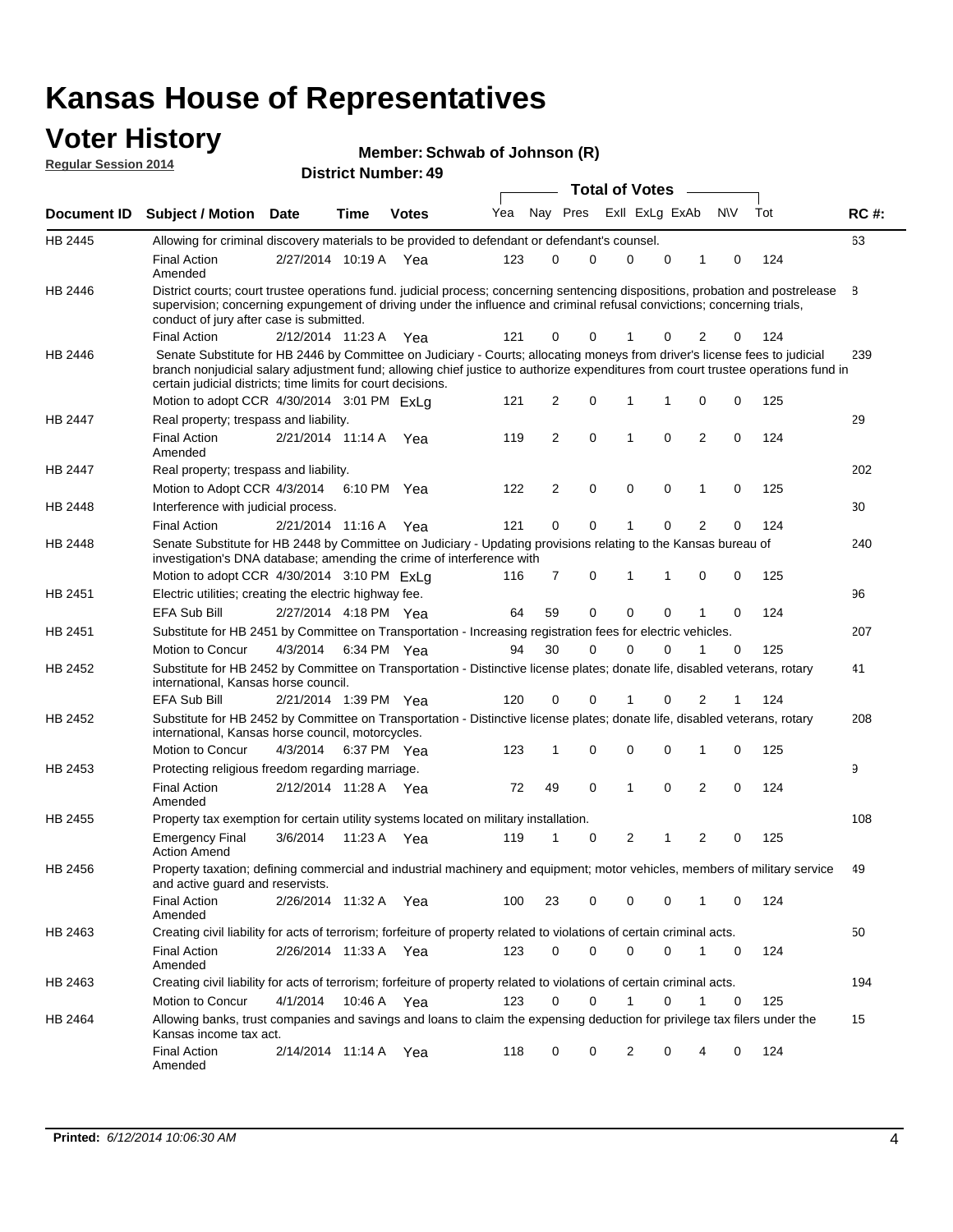# Kansas House of Representatives

## Voter History

**Regular Session 2014**

**Member: Schwab of Johnson (R)**

**District Number: 49**

| Document ID | Subject / Motion | Date | Time | Votes | Yea | Nay | Pres | ExII | ExLg | ExAb | N\V | Tot | RC #: |
|---|---|---|---|---|---|---|---|---|---|---|---|---|---|
| HB 2445 | Allowing for criminal discovery materials to be provided to defendant or defendant's counsel. | | | | | | | | | | | | 63 |
| | Final Action Amended | 2/27/2014 | 10:19 A | Yea | 123 | 0 | 0 | 0 | 0 | 1 | 0 | 124 | |
| HB 2446 | District courts; court trustee operations fund. judicial process; concerning sentencing dispositions, probation and postrelease supervision; concerning expungement of driving under the influence and criminal refusal convictions; concerning trials, conduct of jury after case is submitted. | | | | | | | | | | | | 8 |
| | Final Action | 2/12/2014 | 11:23 A | Yea | 121 | 0 | 0 | 1 | 0 | 2 | 0 | 124 | |
| HB 2446 | Senate Substitute for HB 2446 by Committee on Judiciary - Courts; allocating moneys from driver's license fees to judicial branch nonjudicial salary adjustment fund; allowing chief justice to authorize expenditures from court trustee operations fund in certain judicial districts; time limits for court decisions. | | | | | | | | | | | | 239 |
| | Motion to adopt CCR | 4/30/2014 | 3:01 PM | ExLg | 121 | 2 | 0 | 1 | 1 | 0 | 0 | 125 | |
| HB 2447 | Real property; trespass and liability. | | | | | | | | | | | | 29 |
| | Final Action Amended | 2/21/2014 | 11:14 A | Yea | 119 | 2 | 0 | 1 | 0 | 2 | 0 | 124 | |
| HB 2447 | Real property; trespass and liability. | | | | | | | | | | | | 202 |
| | Motion to Adopt CCR | 4/3/2014 | 6:10 PM | Yea | 122 | 2 | 0 | 0 | 0 | 1 | 0 | 125 | |
| HB 2448 | Interference with judicial process. | | | | | | | | | | | | 30 |
| | Final Action | 2/21/2014 | 11:16 A | Yea | 121 | 0 | 0 | 1 | 0 | 2 | 0 | 124 | |
| HB 2448 | Senate Substitute for HB 2448 by Committee on Judiciary - Updating provisions relating to the Kansas bureau of investigation's DNA database; amending the crime of interference with | | | | | | | | | | | | 240 |
| | Motion to adopt CCR | 4/30/2014 | 3:10 PM | ExLg | 116 | 7 | 0 | 1 | 1 | 0 | 0 | 125 | |
| HB 2451 | Electric utilities; creating the electric highway fee. | | | | | | | | | | | | 96 |
| | EFA Sub Bill | 2/27/2014 | 4:18 PM | Yea | 64 | 59 | 0 | 0 | 0 | 1 | 0 | 124 | |
| HB 2451 | Substitute for HB 2451 by Committee on Transportation - Increasing registration fees for electric vehicles. | | | | | | | | | | | | 207 |
| | Motion to Concur | 4/3/2014 | 6:34 PM | Yea | 94 | 30 | 0 | 0 | 0 | 1 | 0 | 125 | |
| HB 2452 | Substitute for HB 2452 by Committee on Transportation - Distinctive license plates; donate life, disabled veterans, rotary international, Kansas horse council. | | | | | | | | | | | | 41 |
| | EFA Sub Bill | 2/21/2014 | 1:39 PM | Yea | 120 | 0 | 0 | 1 | 0 | 2 | 1 | 124 | |
| HB 2452 | Substitute for HB 2452 by Committee on Transportation - Distinctive license plates; donate life, disabled veterans, rotary international, Kansas horse council, motorcycles. | | | | | | | | | | | | 208 |
| | Motion to Concur | 4/3/2014 | 6:37 PM | Yea | 123 | 1 | 0 | 0 | 0 | 1 | 0 | 125 | |
| HB 2453 | Protecting religious freedom regarding marriage. | | | | | | | | | | | | 9 |
| | Final Action Amended | 2/12/2014 | 11:28 A | Yea | 72 | 49 | 0 | 1 | 0 | 2 | 0 | 124 | |
| HB 2455 | Property tax exemption for certain utility systems located on military installation. | | | | | | | | | | | | 108 |
| | Emergency Final Action Amend | 3/6/2014 | 11:23 A | Yea | 119 | 1 | 0 | 2 | 1 | 2 | 0 | 125 | |
| HB 2456 | Property taxation; defining commercial and industrial machinery and equipment; motor vehicles, members of military service and active guard and reservists. | | | | | | | | | | | | 49 |
| | Final Action Amended | 2/26/2014 | 11:32 A | Yea | 100 | 23 | 0 | 0 | 0 | 1 | 0 | 124 | |
| HB 2463 | Creating civil liability for acts of terrorism; forfeiture of property related to violations of certain criminal acts. | | | | | | | | | | | | 50 |
| | Final Action Amended | 2/26/2014 | 11:33 A | Yea | 123 | 0 | 0 | 0 | 0 | 1 | 0 | 124 | |
| HB 2463 | Creating civil liability for acts of terrorism; forfeiture of property related to violations of certain criminal acts. | | | | | | | | | | | | 194 |
| | Motion to Concur | 4/1/2014 | 10:46 A | Yea | 123 | 0 | 0 | 1 | 0 | 1 | 0 | 125 | |
| HB 2464 | Allowing banks, trust companies and savings and loans to claim the expensing deduction for privilege tax filers under the Kansas income tax act. | | | | | | | | | | | | 15 |
| | Final Action Amended | 2/14/2014 | 11:14 A | Yea | 118 | 0 | 0 | 2 | 0 | 4 | 0 | 124 | |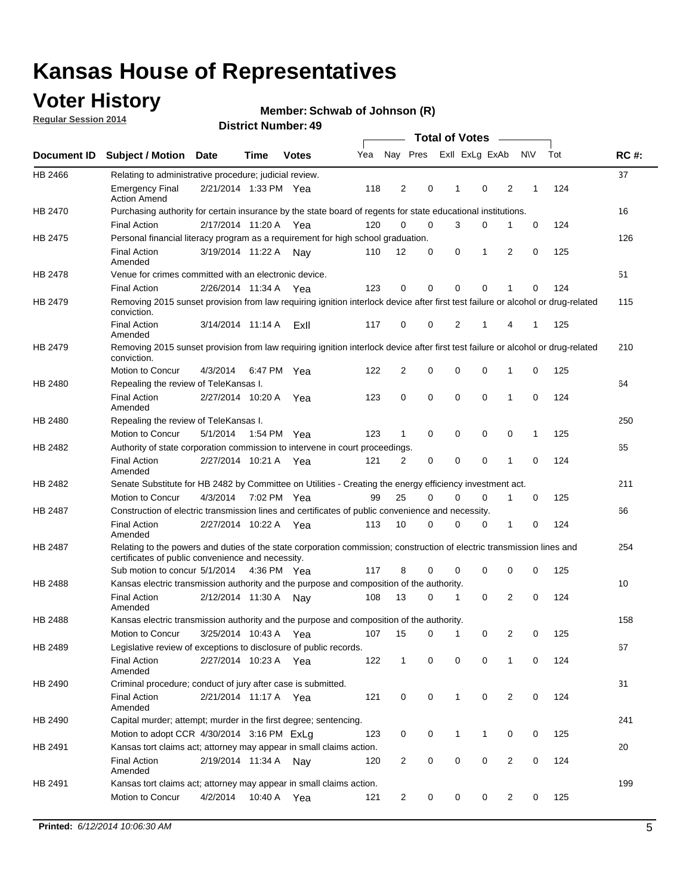# Kansas House of Representatives

## Voter History

**Regular Session 2014**

**Member: Schwab of Johnson (R)**

**District Number: 49**

| Document ID | Subject / Motion | Date | Time | Votes | Yea | Nay | Pres | ExII | ExLg | ExAb | N\V | Tot | RC #: |
|---|---|---|---|---|---|---|---|---|---|---|---|---|---|
| HB 2466 | Relating to administrative procedure; judicial review. | | | | | | | | | | | | 37 |
| | Emergency Final Action Amend | 2/21/2014 | 1:33 PM | Yea | 118 | 2 | 0 | 1 | 0 | 2 | 1 | 124 | |
| HB 2470 | Purchasing authority for certain insurance by the state board of regents for state educational institutions. | | | | | | | | | | | | 16 |
| | Final Action | 2/17/2014 | 11:20 A | Yea | 120 | 0 | 0 | 3 | 0 | 1 | 0 | 124 | |
| HB 2475 | Personal financial literacy program as a requirement for high school graduation. | | | | | | | | | | | | 126 |
| | Final Action Amended | 3/19/2014 | 11:22 A | Nay | 110 | 12 | 0 | 0 | 1 | 2 | 0 | 125 | |
| HB 2478 | Venue for crimes committed with an electronic device. | | | | | | | | | | | | 51 |
| | Final Action | 2/26/2014 | 11:34 A | Yea | 123 | 0 | 0 | 0 | 0 | 1 | 0 | 124 | |
| HB 2479 | Removing 2015 sunset provision from law requiring ignition interlock device after first test failure or alcohol or drug-related conviction. | | | | | | | | | | | | 115 |
| | Final Action Amended | 3/14/2014 | 11:14 A | ExII | 117 | 0 | 0 | 2 | 1 | 4 | 1 | 125 | |
| HB 2479 | Removing 2015 sunset provision from law requiring ignition interlock device after first test failure or alcohol or drug-related conviction. | | | | | | | | | | | | 210 |
| | Motion to Concur | 4/3/2014 | 6:47 PM | Yea | 122 | 2 | 0 | 0 | 0 | 1 | 0 | 125 | |
| HB 2480 | Repealing the review of TeleKansas I. | | | | | | | | | | | | 64 |
| | Final Action Amended | 2/27/2014 | 10:20 A | Yea | 123 | 0 | 0 | 0 | 0 | 1 | 0 | 124 | |
| HB 2480 | Repealing the review of TeleKansas I. | | | | | | | | | | | | 250 |
| | Motion to Concur | 5/1/2014 | 1:54 PM | Yea | 123 | 1 | 0 | 0 | 0 | 0 | 1 | 125 | |
| HB 2482 | Authority of state corporation commission to intervene in court proceedings. | | | | | | | | | | | | 65 |
| | Final Action Amended | 2/27/2014 | 10:21 A | Yea | 121 | 2 | 0 | 0 | 0 | 1 | 0 | 124 | |
| HB 2482 | Senate Substitute for HB 2482 by Committee on Utilities - Creating the energy efficiency investment act. | | | | | | | | | | | | 211 |
| | Motion to Concur | 4/3/2014 | 7:02 PM | Yea | 99 | 25 | 0 | 0 | 0 | 1 | 0 | 125 | |
| HB 2487 | Construction of electric transmission lines and certificates of public convenience and necessity. | | | | | | | | | | | | 66 |
| | Final Action Amended | 2/27/2014 | 10:22 A | Yea | 113 | 10 | 0 | 0 | 0 | 1 | 0 | 124 | |
| HB 2487 | Relating to the powers and duties of the state corporation commission; construction of electric transmission lines and certificates of public convenience and necessity. | | | | | | | | | | | | 254 |
| | Sub motion to concur | 5/1/2014 | 4:36 PM | Yea | 117 | 8 | 0 | 0 | 0 | 0 | 0 | 125 | |
| HB 2488 | Kansas electric transmission authority and the purpose and composition of the authority. | | | | | | | | | | | | 10 |
| | Final Action Amended | 2/12/2014 | 11:30 A | Nay | 108 | 13 | 0 | 1 | 0 | 2 | 0 | 124 | |
| HB 2488 | Kansas electric transmission authority and the purpose and composition of the authority. | | | | | | | | | | | | 158 |
| | Motion to Concur | 3/25/2014 | 10:43 A | Yea | 107 | 15 | 0 | 1 | 0 | 2 | 0 | 125 | |
| HB 2489 | Legislative review of exceptions to disclosure of public records. | | | | | | | | | | | | 67 |
| | Final Action Amended | 2/27/2014 | 10:23 A | Yea | 122 | 1 | 0 | 0 | 0 | 1 | 0 | 124 | |
| HB 2490 | Criminal procedure; conduct of jury after case is submitted. | | | | | | | | | | | | 31 |
| | Final Action Amended | 2/21/2014 | 11:17 A | Yea | 121 | 0 | 0 | 1 | 0 | 2 | 0 | 124 | |
| HB 2490 | Capital murder; attempt; murder in the first degree; sentencing. | | | | | | | | | | | | 241 |
| | Motion to adopt CCR | 4/30/2014 | 3:16 PM | ExLg | 123 | 0 | 0 | 1 | 1 | 0 | 0 | 125 | |
| HB 2491 | Kansas tort claims act; attorney may appear in small claims action. | | | | | | | | | | | | 20 |
| | Final Action Amended | 2/19/2014 | 11:34 A | Nay | 120 | 2 | 0 | 0 | 0 | 2 | 0 | 124 | |
| HB 2491 | Kansas tort claims act; attorney may appear in small claims action. | | | | | | | | | | | | 199 |
| | Motion to Concur | 4/2/2014 | 10:40 A | Yea | 121 | 2 | 0 | 0 | 0 | 2 | 0 | 125 | |

**Printed:** *6/12/2014 10:06:30 AM*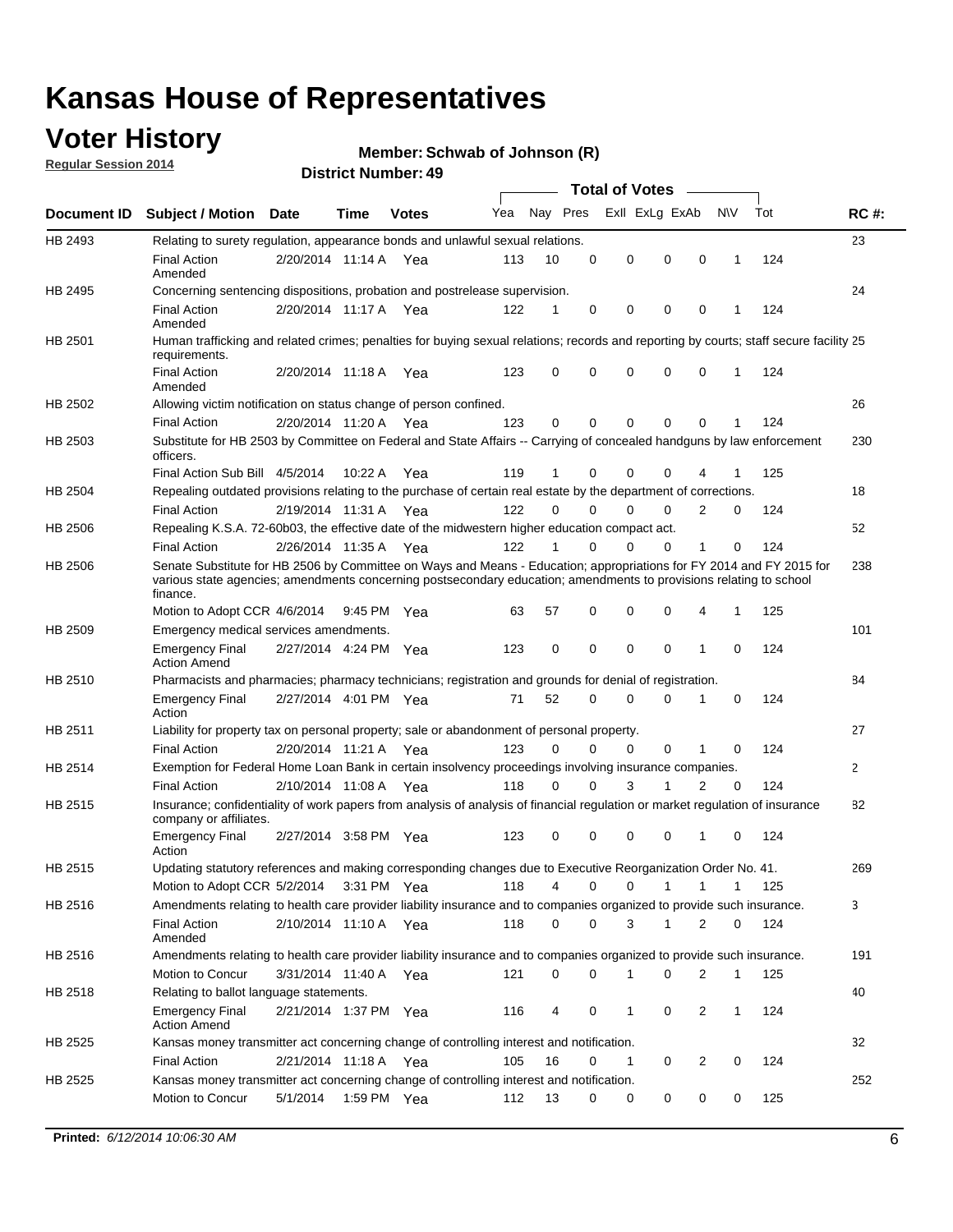# Kansas House of Representatives

## Voter History

**Regular Session 2014**

**Member: Schwab of Johnson (R)**

**District Number: 49**

| Document ID | Subject / Motion | Date | Time | Votes | Yea | Nay | Pres | ExlI | ExLg | ExAb | N\V | Tot | RC #: |
|---|---|---|---|---|---|---|---|---|---|---|---|---|---|
| HB 2493 | Relating to surety regulation, appearance bonds and unlawful sexual relations. | | | | | | | | | | | | 23 |
| | Final Action Amended | 2/20/2014 | 11:14 A | Yea | 113 | 10 | 0 | 0 | 0 | 0 | 1 | 124 | |
| HB 2495 | Concerning sentencing dispositions, probation and postrelease supervision. | | | | | | | | | | | | 24 |
| | Final Action Amended | 2/20/2014 | 11:17 A | Yea | 122 | 1 | 0 | 0 | 0 | 0 | 1 | 124 | |
| HB 2501 | Human trafficking and related crimes; penalties for buying sexual relations; records and reporting by courts; staff secure facility requirements. | | | | | | | | | | | | 25 |
| | Final Action Amended | 2/20/2014 | 11:18 A | Yea | 123 | 0 | 0 | 0 | 0 | 0 | 1 | 124 | |
| HB 2502 | Allowing victim notification on status change of person confined. | | | | | | | | | | | | 26 |
| | Final Action | 2/20/2014 | 11:20 A | Yea | 123 | 0 | 0 | 0 | 0 | 0 | 1 | 124 | |
| HB 2503 | Substitute for HB 2503 by Committee on Federal and State Affairs -- Carrying of concealed handguns by law enforcement officers. | | | | | | | | | | | | 230 |
| | Final Action Sub Bill | 4/5/2014 | 10:22 A | Yea | 119 | 1 | 0 | 0 | 0 | 4 | 1 | 125 | |
| HB 2504 | Repealing outdated provisions relating to the purchase of certain real estate by the department of corrections. | | | | | | | | | | | | 18 |
| | Final Action | 2/19/2014 | 11:31 A | Yea | 122 | 0 | 0 | 0 | 0 | 2 | 0 | 124 | |
| HB 2506 | Repealing K.S.A. 72-60b03, the effective date of the midwestern higher education compact act. | | | | | | | | | | | | 52 |
| | Final Action | 2/26/2014 | 11:35 A | Yea | 122 | 1 | 0 | 0 | 0 | 1 | 0 | 124 | |
| HB 2506 | Senate Substitute for HB 2506 by Committee on Ways and Means - Education; appropriations for FY 2014 and FY 2015 for various state agencies; amendments concerning postsecondary education; amendments to provisions relating to school finance. | | | | | | | | | | | | 238 |
| | Motion to Adopt CCR | 4/6/2014 | 9:45 PM | Yea | 63 | 57 | 0 | 0 | 0 | 4 | 1 | 125 | |
| HB 2509 | Emergency medical services amendments. | | | | | | | | | | | | 101 |
| | Emergency Final Action Amend | 2/27/2014 | 4:24 PM | Yea | 123 | 0 | 0 | 0 | 0 | 1 | 0 | 124 | |
| HB 2510 | Pharmacists and pharmacies; pharmacy technicians; registration and grounds for denial of registration. | | | | | | | | | | | | 84 |
| | Emergency Final Action | 2/27/2014 | 4:01 PM | Yea | 71 | 52 | 0 | 0 | 0 | 1 | 0 | 124 | |
| HB 2511 | Liability for property tax on personal property; sale or abandonment of personal property. | | | | | | | | | | | | 27 |
| | Final Action | 2/20/2014 | 11:21 A | Yea | 123 | 0 | 0 | 0 | 0 | 1 | 0 | 124 | |
| HB 2514 | Exemption for Federal Home Loan Bank in certain insolvency proceedings involving insurance companies. | | | | | | | | | | | | 2 |
| | Final Action | 2/10/2014 | 11:08 A | Yea | 118 | 0 | 0 | 3 | 1 | 2 | 0 | 124 | |
| HB 2515 | Insurance; confidentiality of work papers from analysis of analysis of financial regulation or market regulation of insurance company or affiliates. | | | | | | | | | | | | 82 |
| | Emergency Final Action | 2/27/2014 | 3:58 PM | Yea | 123 | 0 | 0 | 0 | 0 | 1 | 0 | 124 | |
| HB 2515 | Updating statutory references and making corresponding changes due to Executive Reorganization Order No. 41. | | | | | | | | | | | | 269 |
| | Motion to Adopt CCR | 5/2/2014 | 3:31 PM | Yea | 118 | 4 | 0 | 0 | 1 | 1 | 1 | 125 | |
| HB 2516 | Amendments relating to health care provider liability insurance and to companies organized to provide such insurance. | | | | | | | | | | | | 3 |
| | Final Action Amended | 2/10/2014 | 11:10 A | Yea | 118 | 0 | 0 | 3 | 1 | 2 | 0 | 124 | |
| HB 2516 | Amendments relating to health care provider liability insurance and to companies organized to provide such insurance. | | | | | | | | | | | | 191 |
| | Motion to Concur | 3/31/2014 | 11:40 A | Yea | 121 | 0 | 0 | 1 | 0 | 2 | 1 | 125 | |
| HB 2518 | Relating to ballot language statements. | | | | | | | | | | | | 40 |
| | Emergency Final Action Amend | 2/21/2014 | 1:37 PM | Yea | 116 | 4 | 0 | 1 | 0 | 2 | 1 | 124 | |
| HB 2525 | Kansas money transmitter act concerning change of controlling interest and notification. | | | | | | | | | | | | 32 |
| | Final Action | 2/21/2014 | 11:18 A | Yea | 105 | 16 | 0 | 1 | 0 | 2 | 0 | 124 | |
| HB 2525 | Kansas money transmitter act concerning change of controlling interest and notification. | | | | | | | | | | | | 252 |
| | Motion to Concur | 5/1/2014 | 1:59 PM | Yea | 112 | 13 | 0 | 0 | 0 | 0 | 0 | 125 | |

**Printed:** *6/12/2014 10:06:30 AM*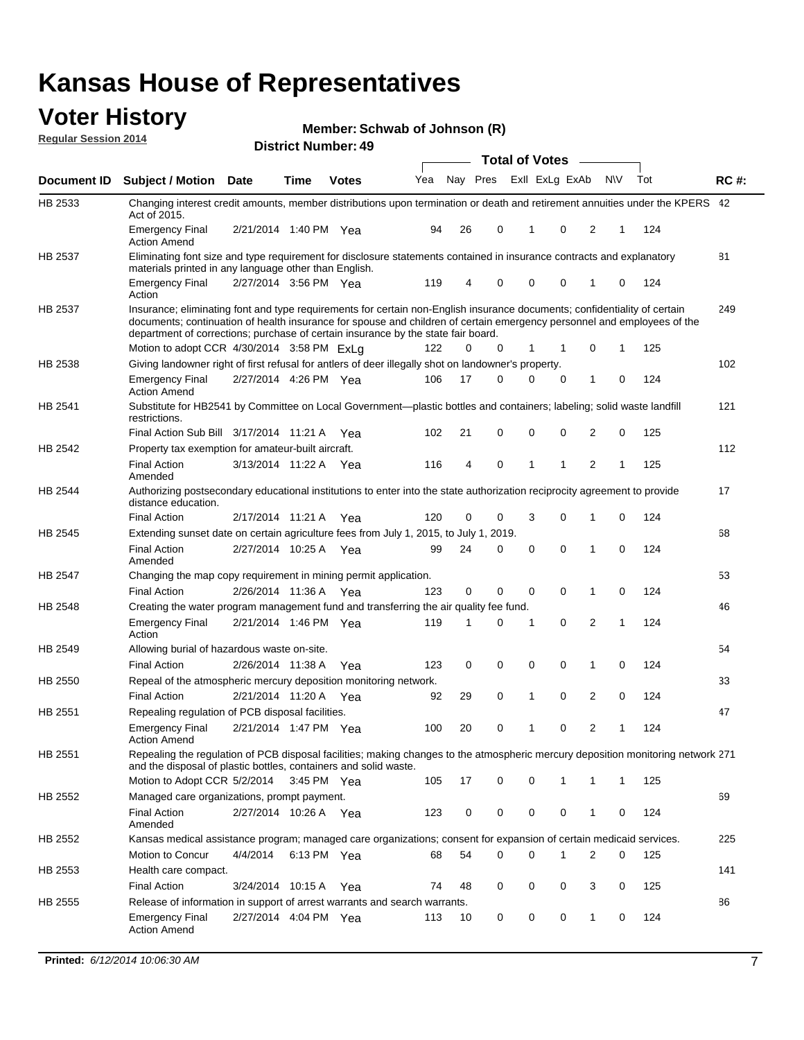# Kansas House of Representatives

## Voter History

**Regular Session 2014**

**Member: Schwab of Johnson (R)**

**District Number: 49**

| Document ID | Subject / Motion | Date | Time | Votes | Yea | Nay | Pres | ExII | ExLg | ExAb | N\V | Tot | RC #: |
|---|---|---|---|---|---|---|---|---|---|---|---|---|---|
| HB 2533 | Changing interest credit amounts, member distributions upon termination or death and retirement annuities under the KPERS Act of 2015. | | | | | | | | | | | | 42 |
| | Emergency Final Action Amend | 2/21/2014 | 1:40 PM | Yea | 94 | 26 | 0 | 1 | 0 | 2 | 1 | 124 | |
| HB 2537 | Eliminating font size and type requirement for disclosure statements contained in insurance contracts and explanatory materials printed in any language other than English. | | | | | | | | | | | | 81 |
| | Emergency Final Action | 2/27/2014 | 3:56 PM | Yea | 119 | 4 | 0 | 0 | 0 | 1 | 0 | 124 | |
| HB 2537 | Insurance; eliminating font and type requirements for certain non-English insurance documents; confidentiality of certain documents; continuation of health insurance for spouse and children of certain emergency personnel and employees of the department of corrections; purchase of certain insurance by the state fair board. | | | | | | | | | | | | 249 |
| | Motion to adopt CCR | 4/30/2014 | 3:58 PM | ExLg | 122 | 0 | 0 | 1 | 1 | 0 | 1 | 125 | |
| HB 2538 | Giving landowner right of first refusal for antlers of deer illegally shot on landowner's property. | | | | | | | | | | | | 102 |
| | Emergency Final Action Amend | 2/27/2014 | 4:26 PM | Yea | 106 | 17 | 0 | 0 | 0 | 1 | 0 | 124 | |
| HB 2541 | Substitute for HB2541 by Committee on Local Government—plastic bottles and containers; labeling; solid waste landfill restrictions. | | | | | | | | | | | | 121 |
| | Final Action Sub Bill | 3/17/2014 | 11:21 A | Yea | 102 | 21 | 0 | 0 | 0 | 2 | 0 | 125 | |
| HB 2542 | Property tax exemption for amateur-built aircraft. | | | | | | | | | | | | 112 |
| | Final Action Amended | 3/13/2014 | 11:22 A | Yea | 116 | 4 | 0 | 1 | 1 | 2 | 1 | 125 | |
| HB 2544 | Authorizing postsecondary educational institutions to enter into the state authorization reciprocity agreement to provide distance education. | | | | | | | | | | | | 17 |
| | Final Action | 2/17/2014 | 11:21 A | Yea | 120 | 0 | 0 | 3 | 0 | 1 | 0 | 124 | |
| HB 2545 | Extending sunset date on certain agriculture fees from July 1, 2015, to July 1, 2019. | | | | | | | | | | | | 68 |
| | Final Action Amended | 2/27/2014 | 10:25 A | Yea | 99 | 24 | 0 | 0 | 0 | 1 | 0 | 124 | |
| HB 2547 | Changing the map copy requirement in mining permit application. | | | | | | | | | | | | 53 |
| | Final Action | 2/26/2014 | 11:36 A | Yea | 123 | 0 | 0 | 0 | 0 | 1 | 0 | 124 | |
| HB 2548 | Creating the water program management fund and transferring the air quality fee fund. | | | | | | | | | | | | 46 |
| | Emergency Final Action | 2/21/2014 | 1:46 PM | Yea | 119 | 1 | 0 | 1 | 0 | 2 | 1 | 124 | |
| HB 2549 | Allowing burial of hazardous waste on-site. | | | | | | | | | | | | 54 |
| | Final Action | 2/26/2014 | 11:38 A | Yea | 123 | 0 | 0 | 0 | 0 | 1 | 0 | 124 | |
| HB 2550 | Repeal of the atmospheric mercury deposition monitoring network. | | | | | | | | | | | | 33 |
| | Final Action | 2/21/2014 | 11:20 A | Yea | 92 | 29 | 0 | 1 | 0 | 2 | 0 | 124 | |
| HB 2551 | Repealing regulation of PCB disposal facilities. | | | | | | | | | | | | 47 |
| | Emergency Final Action Amend | 2/21/2014 | 1:47 PM | Yea | 100 | 20 | 0 | 1 | 0 | 2 | 1 | 124 | |
| HB 2551 | Repealing the regulation of PCB disposal facilities; making changes to the atmospheric mercury deposition monitoring network and the disposal of plastic bottles, containers and solid waste. | | | | | | | | | | | | 271 |
| | Motion to Adopt CCR | 5/2/2014 | 3:45 PM | Yea | 105 | 17 | 0 | 0 | 1 | 1 | 1 | 125 | |
| HB 2552 | Managed care organizations, prompt payment. | | | | | | | | | | | | 69 |
| | Final Action Amended | 2/27/2014 | 10:26 A | Yea | 123 | 0 | 0 | 0 | 0 | 1 | 0 | 124 | |
| HB 2552 | Kansas medical assistance program; managed care organizations; consent for expansion of certain medicaid services. | | | | | | | | | | | | 225 |
| | Motion to Concur | 4/4/2014 | 6:13 PM | Yea | 68 | 54 | 0 | 0 | 1 | 2 | 0 | 125 | |
| HB 2553 | Health care compact. | | | | | | | | | | | | 141 |
| | Final Action | 3/24/2014 | 10:15 A | Yea | 74 | 48 | 0 | 0 | 0 | 3 | 0 | 125 | |
| HB 2555 | Release of information in support of arrest warrants and search warrants. | | | | | | | | | | | | 86 |
| | Emergency Final Action Amend | 2/27/2014 | 4:04 PM | Yea | 113 | 10 | 0 | 0 | 0 | 1 | 0 | 124 | |

**Printed:** *6/12/2014 10:06:30 AM*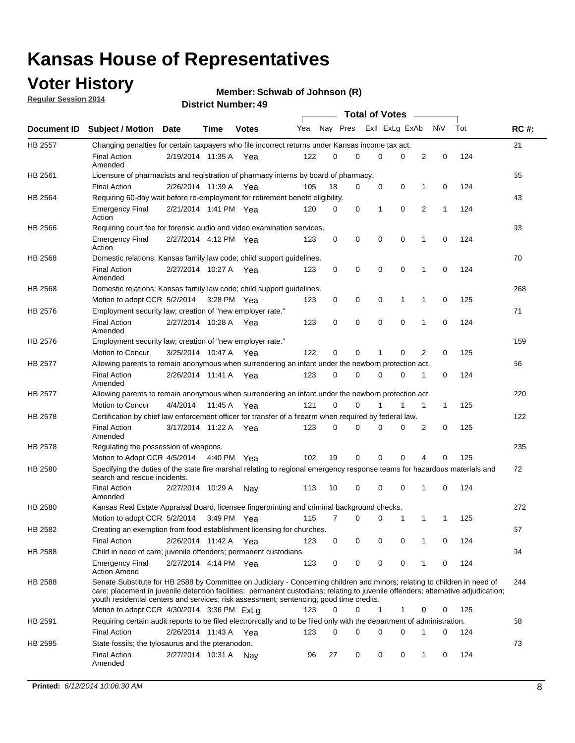# Kansas House of Representatives

## Voter History

**Regular Session 2014**

**Member: Schwab of Johnson (R)**

**District Number: 49**

| Document ID | Subject / Motion | Date | Time | Votes | Yea | Nay | Pres | ExII | ExLg | ExAb | N\V | Tot | RC #: |
|---|---|---|---|---|---|---|---|---|---|---|---|---|---|
| HB 2557 | Changing penalties for certain taxpayers who file incorrect returns under Kansas income tax act. | | | | | | | | | | | | 21 |
| | Final Action Amended | 2/19/2014 | 11:35 A | Yea | 122 | 0 | 0 | 0 | 0 | 2 | 0 | 124 | |
| HB 2561 | Licensure of pharmacists and registration of pharmacy interns by board of pharmacy. | | | | | | | | | | | | 55 |
| | Final Action | 2/26/2014 | 11:39 A | Yea | 105 | 18 | 0 | 0 | 0 | 1 | 0 | 124 | |
| HB 2564 | Requiring 60-day wait before re-employment for retirement benefit eligibility. | | | | | | | | | | | | 43 |
| | Emergency Final Action | 2/21/2014 | 1:41 PM | Yea | 120 | 0 | 0 | 1 | 0 | 2 | 1 | 124 | |
| HB 2566 | Requiring court fee for forensic audio and video examination services. | | | | | | | | | | | | 93 |
| | Emergency Final Action | 2/27/2014 | 4:12 PM | Yea | 123 | 0 | 0 | 0 | 0 | 1 | 0 | 124 | |
| HB 2568 | Domestic relations; Kansas family law code; child support guidelines. | | | | | | | | | | | | 70 |
| | Final Action Amended | 2/27/2014 | 10:27 A | Yea | 123 | 0 | 0 | 0 | 0 | 1 | 0 | 124 | |
| HB 2568 | Domestic relations; Kansas family law code; child support guidelines. | | | | | | | | | | | | 268 |
| | Motion to adopt CCR | 5/2/2014 | 3:28 PM | Yea | 123 | 0 | 0 | 0 | 1 | 1 | 0 | 125 | |
| HB 2576 | Employment security law; creation of "new employer rate." | | | | | | | | | | | | 71 |
| | Final Action Amended | 2/27/2014 | 10:28 A | Yea | 123 | 0 | 0 | 0 | 0 | 1 | 0 | 124 | |
| HB 2576 | Employment security law; creation of "new employer rate." | | | | | | | | | | | | 159 |
| | Motion to Concur | 3/25/2014 | 10:47 A | Yea | 122 | 0 | 0 | 1 | 0 | 2 | 0 | 125 | |
| HB 2577 | Allowing parents to remain anonymous when surrendering an infant under the newborn protection act. | | | | | | | | | | | | 56 |
| | Final Action Amended | 2/26/2014 | 11:41 A | Yea | 123 | 0 | 0 | 0 | 0 | 1 | 0 | 124 | |
| HB 2577 | Allowing parents to remain anonymous when surrendering an infant under the newborn protection act. | | | | | | | | | | | | 220 |
| | Motion to Concur | 4/4/2014 | 11:45 A | Yea | 121 | 0 | 0 | 1 | 1 | 1 | 1 | 125 | |
| HB 2578 | Certification by chief law enforcement officer for transfer of a firearm when required by federal law. | | | | | | | | | | | | 122 |
| | Final Action Amended | 3/17/2014 | 11:22 A | Yea | 123 | 0 | 0 | 0 | 0 | 2 | 0 | 125 | |
| HB 2578 | Regulating the possession of weapons. | | | | | | | | | | | | 235 |
| | Motion to Adopt CCR | 4/5/2014 | 4:40 PM | Yea | 102 | 19 | 0 | 0 | 0 | 4 | 0 | 125 | |
| HB 2580 | Specifying the duties of the state fire marshal relating to regional emergency response teams for hazardous materials and search and rescue incidents. | | | | | | | | | | | | 72 |
| | Final Action Amended | 2/27/2014 | 10:29 A | Nay | 113 | 10 | 0 | 0 | 0 | 1 | 0 | 124 | |
| HB 2580 | Kansas Real Estate Appraisal Board; licensee fingerprinting and criminal background checks. | | | | | | | | | | | | 272 |
| | Motion to adopt CCR | 5/2/2014 | 3:49 PM | Yea | 115 | 7 | 0 | 0 | 1 | 1 | 1 | 125 | |
| HB 2582 | Creating an exemption from food establishment licensing for churches. | | | | | | | | | | | | 57 |
| | Final Action | 2/26/2014 | 11:42 A | Yea | 123 | 0 | 0 | 0 | 0 | 1 | 0 | 124 | |
| HB 2588 | Child in need of care; juvenile offenders; permanent custodians. | | | | | | | | | | | | 94 |
| | Emergency Final Action Amend | 2/27/2014 | 4:14 PM | Yea | 123 | 0 | 0 | 0 | 0 | 1 | 0 | 124 | |
| HB 2588 | Senate Substitute for HB 2588 by Committee on Judiciary - Concerning children and minors; relating to children in need of care; placement in juvenile detention facilities; permanent custodians; relating to juvenile offenders; alternative adjudication; youth residential centers and services; risk assessment; sentencing; good time credits. | | | | | | | | | | | | 244 |
| | Motion to adopt CCR | 4/30/2014 | 3:36 PM | ExLg | 123 | 0 | 0 | 1 | 1 | 0 | 0 | 125 | |
| HB 2591 | Requiring certain audit reports to be filed electronically and to be filed only with the department of administration. | | | | | | | | | | | | 58 |
| | Final Action | 2/26/2014 | 11:43 A | Yea | 123 | 0 | 0 | 0 | 0 | 1 | 0 | 124 | |
| HB 2595 | State fossils; the tylosaurus and the pteranodon. | | | | | | | | | | | | 73 |
| | Final Action Amended | 2/27/2014 | 10:31 A | Nay | 96 | 27 | 0 | 0 | 0 | 1 | 0 | 124 | |

**Printed:** *6/12/2014 10:06:30 AM*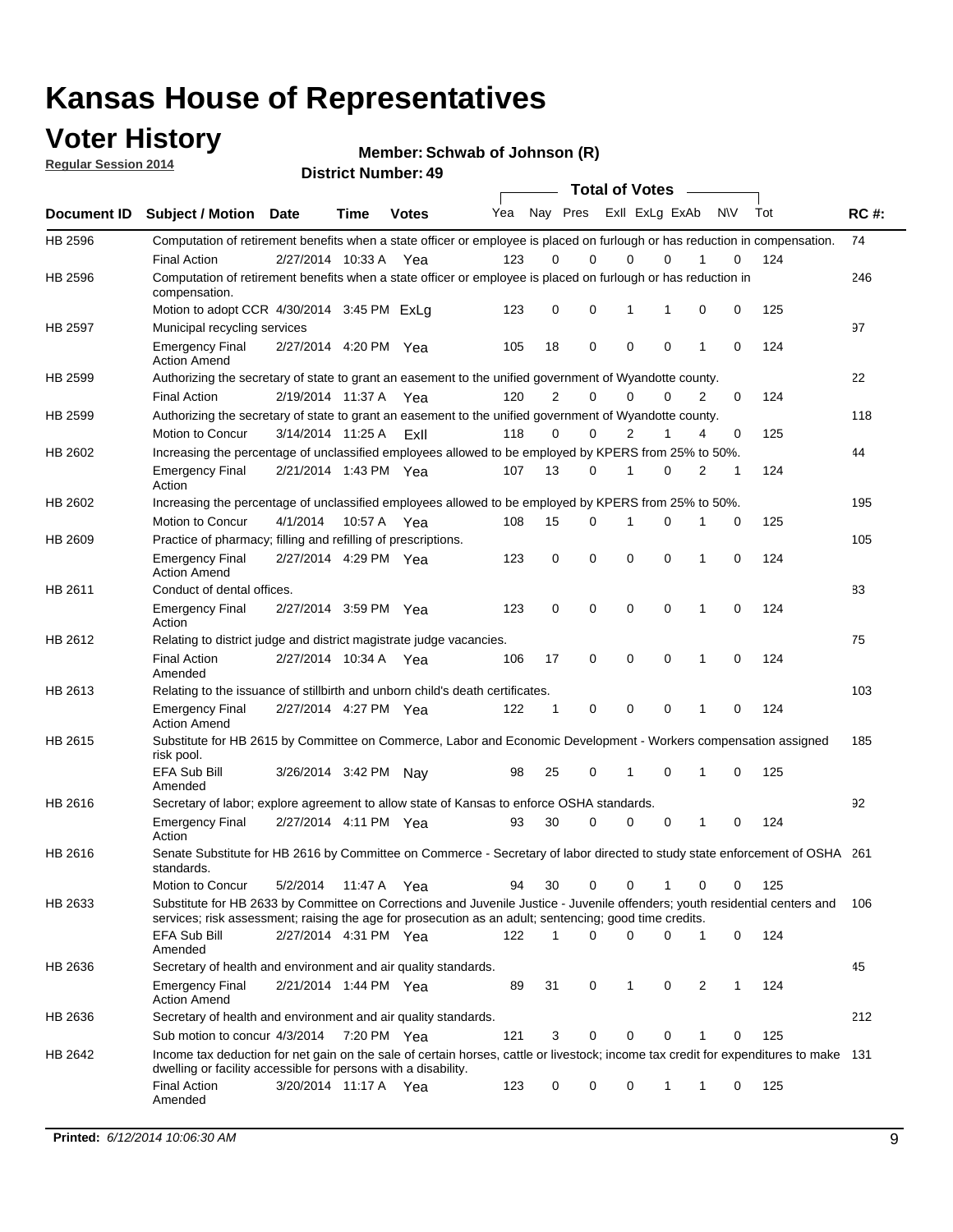# Kansas House of Representatives

## Voter History

**Regular Session 2014**

**Member: Schwab of Johnson (R)**

**District Number: 49**

| Document ID | Subject / Motion | Date | Time | Votes | Yea | Nay | Pres | ExII | ExLg | ExAb | N\V | Tot | RC #: |
|---|---|---|---|---|---|---|---|---|---|---|---|---|---|
| HB 2596 | Computation of retirement benefits when a state officer or employee is placed on furlough or has reduction in compensation. | | | | | | | | | | | | 74 |
| | Final Action | 2/27/2014 | 10:33 A | Yea | 123 | 0 | 0 | 0 | 0 | 1 | 0 | 124 | |
| HB 2596 | Computation of retirement benefits when a state officer or employee is placed on furlough or has reduction in compensation. | | | | | | | | | | | | 246 |
| | Motion to adopt CCR | 4/30/2014 | 3:45 PM | ExLg | 123 | 0 | 0 | 1 | 1 | 0 | 0 | 125 | |
| HB 2597 | Municipal recycling services | | | | | | | | | | | | 97 |
| | Emergency Final Action Amend | 2/27/2014 | 4:20 PM | Yea | 105 | 18 | 0 | 0 | 0 | 1 | 0 | 124 | |
| HB 2599 | Authorizing the secretary of state to grant an easement to the unified government of Wyandotte county. | | | | | | | | | | | | 22 |
| | Final Action | 2/19/2014 | 11:37 A | Yea | 120 | 2 | 0 | 0 | 0 | 2 | 0 | 124 | |
| HB 2599 | Authorizing the secretary of state to grant an easement to the unified government of Wyandotte county. | | | | | | | | | | | | 118 |
| | Motion to Concur | 3/14/2014 | 11:25 A | ExII | 118 | 0 | 0 | 2 | 1 | 4 | 0 | 125 | |
| HB 2602 | Increasing the percentage of unclassified employees allowed to be employed by KPERS from 25% to 50%. | | | | | | | | | | | | 44 |
| | Emergency Final Action | 2/21/2014 | 1:43 PM | Yea | 107 | 13 | 0 | 1 | 0 | 2 | 1 | 124 | |
| HB 2602 | Increasing the percentage of unclassified employees allowed to be employed by KPERS from 25% to 50%. | | | | | | | | | | | | 195 |
| | Motion to Concur | 4/1/2014 | 10:57 A | Yea | 108 | 15 | 0 | 1 | 0 | 1 | 0 | 125 | |
| HB 2609 | Practice of pharmacy; filling and refilling of prescriptions. | | | | | | | | | | | | 105 |
| | Emergency Final Action Amend | 2/27/2014 | 4:29 PM | Yea | 123 | 0 | 0 | 0 | 0 | 1 | 0 | 124 | |
| HB 2611 | Conduct of dental offices. | | | | | | | | | | | | 83 |
| | Emergency Final Action | 2/27/2014 | 3:59 PM | Yea | 123 | 0 | 0 | 0 | 0 | 1 | 0 | 124 | |
| HB 2612 | Relating to district judge and district magistrate judge vacancies. | | | | | | | | | | | | 75 |
| | Final Action Amended | 2/27/2014 | 10:34 A | Yea | 106 | 17 | 0 | 0 | 0 | 1 | 0 | 124 | |
| HB 2613 | Relating to the issuance of stillbirth and unborn child's death certificates. | | | | | | | | | | | | 103 |
| | Emergency Final Action Amend | 2/27/2014 | 4:27 PM | Yea | 122 | 1 | 0 | 0 | 0 | 1 | 0 | 124 | |
| HB 2615 | Substitute for HB 2615 by Committee on Commerce, Labor and Economic Development - Workers compensation assigned risk pool. | | | | | | | | | | | | 185 |
| | EFA Sub Bill Amended | 3/26/2014 | 3:42 PM | Nay | 98 | 25 | 0 | 1 | 0 | 1 | 0 | 125 | |
| HB 2616 | Secretary of labor; explore agreement to allow state of Kansas to enforce OSHA standards. | | | | | | | | | | | | 92 |
| | Emergency Final Action | 2/27/2014 | 4:11 PM | Yea | 93 | 30 | 0 | 0 | 0 | 1 | 0 | 124 | |
| HB 2616 | Senate Substitute for HB 2616 by Committee on Commerce - Secretary of labor directed to study state enforcement of OSHA standards. | | | | | | | | | | | | 261 |
| | Motion to Concur | 5/2/2014 | 11:47 A | Yea | 94 | 30 | 0 | 0 | 1 | 0 | 0 | 125 | |
| HB 2633 | Substitute for HB 2633 by Committee on Corrections and Juvenile Justice - Juvenile offenders; youth residential centers and services; risk assessment; raising the age for prosecution as an adult; sentencing; good time credits. | | | | | | | | | | | | 106 |
| | EFA Sub Bill Amended | 2/27/2014 | 4:31 PM | Yea | 122 | 1 | 0 | 0 | 0 | 1 | 0 | 124 | |
| HB 2636 | Secretary of health and environment and air quality standards. | | | | | | | | | | | | 45 |
| | Emergency Final Action Amend | 2/21/2014 | 1:44 PM | Yea | 89 | 31 | 0 | 1 | 0 | 2 | 1 | 124 | |
| HB 2636 | Secretary of health and environment and air quality standards. | | | | | | | | | | | | 212 |
| | Sub motion to concur | 4/3/2014 | 7:20 PM | Yea | 121 | 3 | 0 | 0 | 0 | 1 | 0 | 125 | |
| HB 2642 | Income tax deduction for net gain on the sale of certain horses, cattle or livestock; income tax credit for expenditures to make dwelling or facility accessible for persons with a disability. | | | | | | | | | | | | 131 |
| | Final Action Amended | 3/20/2014 | 11:17 A | Yea | 123 | 0 | 0 | 0 | 1 | 1 | 0 | 125 | |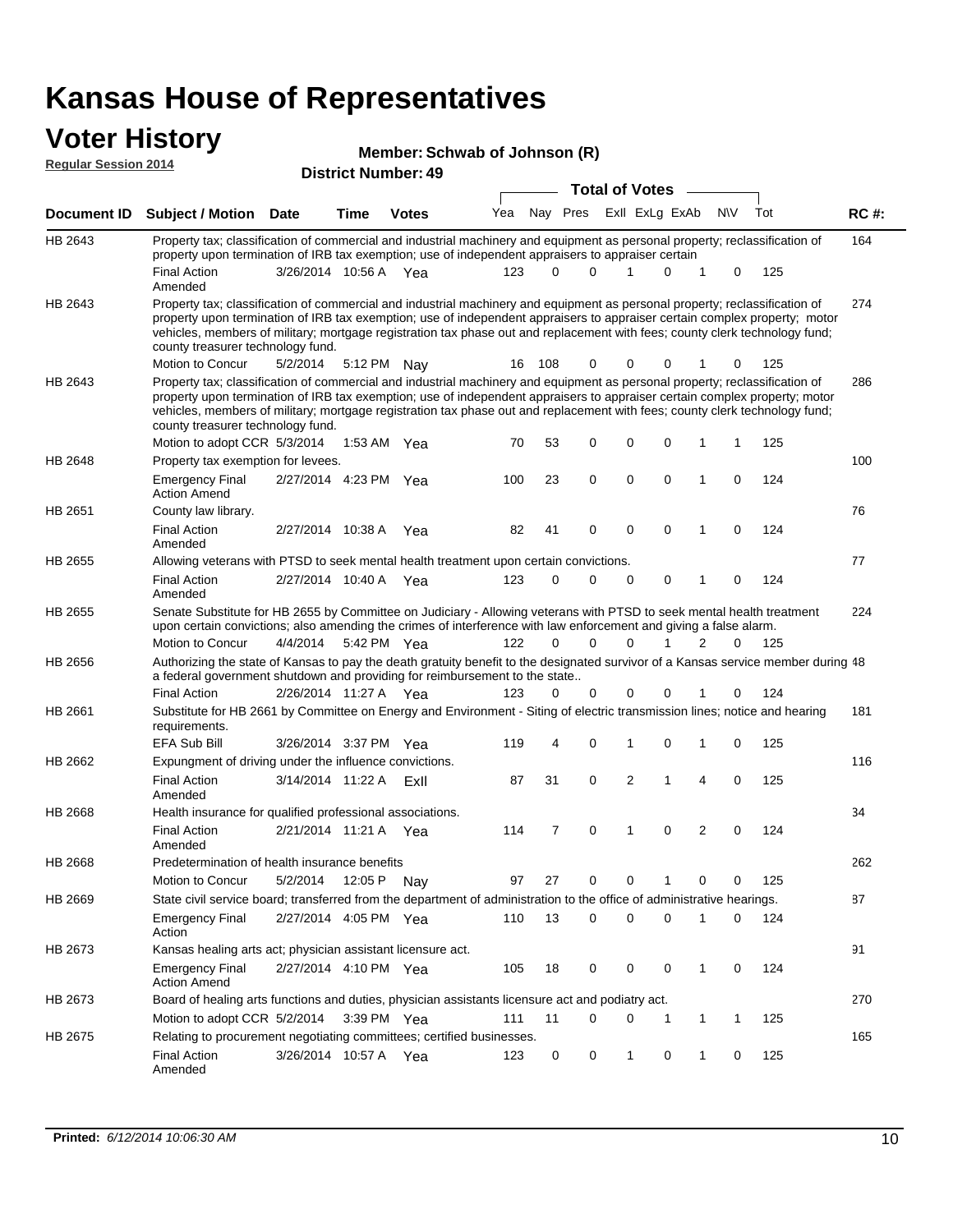# Kansas House of Representatives

## Voter History

**Regular Session 2014**

**Member: Schwab of Johnson (R)**

**District Number: 49**

| Document ID | Subject / Motion | Date | Time | Votes | Yea | Nay | Pres | ExII | ExLg | ExAb | N\V | Tot | RC #: |
|---|---|---|---|---|---|---|---|---|---|---|---|---|---|
| HB 2643 | Property tax; classification of commercial and industrial machinery and equipment as personal property; reclassification of property upon termination of IRB tax exemption; use of independent appraisers to appraiser certain | | | | | | | | | | | | 164 |
| | Final Action Amended | 3/26/2014 | 10:56 A | Yea | 123 | 0 | 0 | 1 | 0 | 1 | 0 | 125 | |
| HB 2643 | Property tax; classification of commercial and industrial machinery and equipment as personal property; reclassification of property upon termination of IRB tax exemption; use of independent appraisers to appraiser certain complex property; motor vehicles, members of military; mortgage registration tax phase out and replacement with fees; county clerk technology fund; county treasurer technology fund. | | | | | | | | | | | | 274 |
| | Motion to Concur | 5/2/2014 | 5:12 PM | Nay | 16 | 108 | 0 | 0 | 0 | 1 | 0 | 125 | |
| HB 2643 | Property tax; classification of commercial and industrial machinery and equipment as personal property; reclassification of property upon termination of IRB tax exemption; use of independent appraisers to appraiser certain complex property; motor vehicles, members of military; mortgage registration tax phase out and replacement with fees; county clerk technology fund; county treasurer technology fund. | | | | | | | | | | | | 286 |
| | Motion to adopt CCR | 5/3/2014 | 1:53 AM | Yea | 70 | 53 | 0 | 0 | 0 | 1 | 1 | 125 | |
| HB 2648 | Property tax exemption for levees. | | | | | | | | | | | | 100 |
| | Emergency Final Action Amend | 2/27/2014 | 4:23 PM | Yea | 100 | 23 | 0 | 0 | 0 | 1 | 0 | 124 | |
| HB 2651 | County law library. | | | | | | | | | | | | 76 |
| | Final Action Amended | 2/27/2014 | 10:38 A | Yea | 82 | 41 | 0 | 0 | 0 | 1 | 0 | 124 | |
| HB 2655 | Allowing veterans with PTSD to seek mental health treatment upon certain convictions. | | | | | | | | | | | | 77 |
| | Final Action Amended | 2/27/2014 | 10:40 A | Yea | 123 | 0 | 0 | 0 | 0 | 1 | 0 | 124 | |
| HB 2655 | Senate Substitute for HB 2655 by Committee on Judiciary - Allowing veterans with PTSD to seek mental health treatment upon certain convictions; also amending the crimes of interference with law enforcement and giving a false alarm. | | | | | | | | | | | | 224 |
| | Motion to Concur | 4/4/2014 | 5:42 PM | Yea | 122 | 0 | 0 | 0 | 1 | 2 | 0 | 125 | |
| HB 2656 | Authorizing the state of Kansas to pay the death gratuity benefit to the designated survivor of a Kansas service member during a federal government shutdown and providing for reimbursement to the state.. | | | | | | | | | | | | 48 |
| | Final Action | 2/26/2014 | 11:27 A | Yea | 123 | 0 | 0 | 0 | 0 | 1 | 0 | 124 | |
| HB 2661 | Substitute for HB 2661 by Committee on Energy and Environment - Siting of electric transmission lines; notice and hearing requirements. | | | | | | | | | | | | 181 |
| | EFA Sub Bill | 3/26/2014 | 3:37 PM | Yea | 119 | 4 | 0 | 1 | 0 | 1 | 0 | 125 | |
| HB 2662 | Expungment of driving under the influence convictions. | | | | | | | | | | | | 116 |
| | Final Action Amended | 3/14/2014 | 11:22 A | ExII | 87 | 31 | 0 | 2 | 1 | 4 | 0 | 125 | |
| HB 2668 | Health insurance for qualified professional associations. | | | | | | | | | | | | 34 |
| | Final Action Amended | 2/21/2014 | 11:21 A | Yea | 114 | 7 | 0 | 1 | 0 | 2 | 0 | 124 | |
| HB 2668 | Predetermination of health insurance benefits | | | | | | | | | | | | 262 |
| | Motion to Concur | 5/2/2014 | 12:05 P | Nay | 97 | 27 | 0 | 0 | 1 | 0 | 0 | 125 | |
| HB 2669 | State civil service board; transferred from the department of administration to the office of administrative hearings. | | | | | | | | | | | | 87 |
| | Emergency Final Action | 2/27/2014 | 4:05 PM | Yea | 110 | 13 | 0 | 0 | 0 | 1 | 0 | 124 | |
| HB 2673 | Kansas healing arts act; physician assistant licensure act. | | | | | | | | | | | | 91 |
| | Emergency Final Action Amend | 2/27/2014 | 4:10 PM | Yea | 105 | 18 | 0 | 0 | 0 | 1 | 0 | 124 | |
| HB 2673 | Board of healing arts functions and duties, physician assistants licensure act and podiatry act. | | | | | | | | | | | | 270 |
| | Motion to adopt CCR | 5/2/2014 | 3:39 PM | Yea | 111 | 11 | 0 | 0 | 1 | 1 | 1 | 125 | |
| HB 2675 | Relating to procurement negotiating committees; certified businesses. | | | | | | | | | | | | 165 |
| | Final Action Amended | 3/26/2014 | 10:57 A | Yea | 123 | 0 | 0 | 1 | 0 | 1 | 0 | 125 | |

**Printed:** *6/12/2014 10:06:30 AM*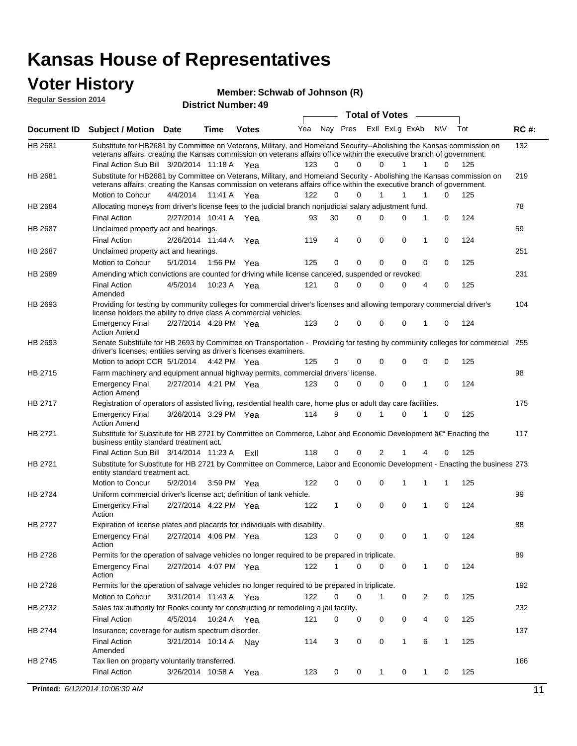# Kansas House of Representatives

## Voter History

**Regular Session 2014**

**Member: Schwab of Johnson (R)**

**District Number: 49**

| Document ID | Subject / Motion | Date | Time | Votes | Yea | Nay | Pres | ExII | ExLg | ExAb | N\V | Tot | RC #: |
|---|---|---|---|---|---|---|---|---|---|---|---|---|---|
| HB 2681 | Substitute for HB2681 by Committee on Veterans, Military, and Homeland Security--Abolishing the Kansas commission on veterans affairs; creating the Kansas commission on veterans affairs office within the executive branch of government. | | | | | | | | | | | | 132 |
| | Final Action Sub Bill | 3/20/2014 | 11:18 A | Yea | 123 | 0 | 0 | 0 | 1 | 1 | 0 | 125 | |
| HB 2681 | Substitute for HB2681 by Committee on Veterans, Military, and Homeland Security - Abolishing the Kansas commission on veterans affairs; creating the Kansas commission on veterans affairs office within the executive branch of government. | | | | | | | | | | | | 219 |
| | Motion to Concur | 4/4/2014 | 11:41 A | Yea | 122 | 0 | 0 | 1 | 1 | 1 | 0 | 125 | |
| HB 2684 | Allocating moneys from driver's license fees to the judicial branch nonjudicial salary adjustment fund. | | | | | | | | | | | | 78 |
| | Final Action | 2/27/2014 | 10:41 A | Yea | 93 | 30 | 0 | 0 | 0 | 1 | 0 | 124 | |
| HB 2687 | Unclaimed property act and hearings. | | | | | | | | | | | | 59 |
| | Final Action | 2/26/2014 | 11:44 A | Yea | 119 | 4 | 0 | 0 | 0 | 1 | 0 | 124 | |
| HB 2687 | Unclaimed property act and hearings. | | | | | | | | | | | | 251 |
| | Motion to Concur | 5/1/2014 | 1:56 PM | Yea | 125 | 0 | 0 | 0 | 0 | 0 | 0 | 125 | |
| HB 2689 | Amending which convictions are counted for driving while license canceled, suspended or revoked. | | | | | | | | | | | | 231 |
| | Final Action Amended | 4/5/2014 | 10:23 A | Yea | 121 | 0 | 0 | 0 | 0 | 4 | 0 | 125 | |
| HB 2693 | Providing for testing by community colleges for commercial driver's licenses and allowing temporary commercial driver's license holders the ability to drive class A commercial vehicles. | | | | | | | | | | | | 104 |
| | Emergency Final Action Amend | 2/27/2014 | 4:28 PM | Yea | 123 | 0 | 0 | 0 | 0 | 1 | 0 | 124 | |
| HB 2693 | Senate Substitute for HB 2693 by Committee on Transportation - Providing for testing by community colleges for commercial driver's licenses; entities serving as driver's licenses examiners. | | | | | | | | | | | | 255 |
| | Motion to adopt CCR | 5/1/2014 | 4:42 PM | Yea | 125 | 0 | 0 | 0 | 0 | 0 | 0 | 125 | |
| HB 2715 | Farm machinery and equipment annual highway permits, commercial drivers' license. | | | | | | | | | | | | 98 |
| | Emergency Final Action Amend | 2/27/2014 | 4:21 PM | Yea | 123 | 0 | 0 | 0 | 0 | 1 | 0 | 124 | |
| HB 2717 | Registration of operators of assisted living, residential health care, home plus or adult day care facilities. | | | | | | | | | | | | 175 |
| | Emergency Final Action Amend | 3/26/2014 | 3:29 PM | Yea | 114 | 9 | 0 | 1 | 0 | 1 | 0 | 125 | |
| HB 2721 | Substitute for Substitute for HB 2721 by Committee on Commerce, Labor and Economic Development â€" Enacting the business entity standard treatment act. | | | | | | | | | | | | 117 |
| | Final Action Sub Bill | 3/14/2014 | 11:23 A | ExII | 118 | 0 | 0 | 2 | 1 | 4 | 0 | 125 | |
| HB 2721 | Substitute for Substitute for HB 2721 by Committee on Commerce, Labor and Economic Development - Enacting the business entity standard treatment act. | | | | | | | | | | | | 273 |
| | Motion to Concur | 5/2/2014 | 3:59 PM | Yea | 122 | 0 | 0 | 0 | 1 | 1 | 1 | 125 | |
| HB 2724 | Uniform commercial driver's license act; definition of tank vehicle. | | | | | | | | | | | | 99 |
| | Emergency Final Action | 2/27/2014 | 4:22 PM | Yea | 122 | 1 | 0 | 0 | 0 | 1 | 0 | 124 | |
| HB 2727 | Expiration of license plates and placards for individuals with disability. | | | | | | | | | | | | 88 |
| | Emergency Final Action | 2/27/2014 | 4:06 PM | Yea | 123 | 0 | 0 | 0 | 0 | 1 | 0 | 124 | |
| HB 2728 | Permits for the operation of salvage vehicles no longer required to be prepared in triplicate. | | | | | | | | | | | | 89 |
| | Emergency Final Action | 2/27/2014 | 4:07 PM | Yea | 122 | 1 | 0 | 0 | 0 | 1 | 0 | 124 | |
| HB 2728 | Permits for the operation of salvage vehicles no longer required to be prepared in triplicate. | | | | | | | | | | | | 192 |
| | Motion to Concur | 3/31/2014 | 11:43 A | Yea | 122 | 0 | 0 | 1 | 0 | 2 | 0 | 125 | |
| HB 2732 | Sales tax authority for Rooks county for constructing or remodeling a jail facility. | | | | | | | | | | | | 232 |
| | Final Action | 4/5/2014 | 10:24 A | Yea | 121 | 0 | 0 | 0 | 0 | 4 | 0 | 125 | |
| HB 2744 | Insurance; coverage for autism spectrum disorder. | | | | | | | | | | | | 137 |
| | Final Action Amended | 3/21/2014 | 10:14 A | Nay | 114 | 3 | 0 | 0 | 1 | 6 | 1 | 125 | |
| HB 2745 | Tax lien on property voluntarily transferred. | | | | | | | | | | | | 166 |
| | Final Action | 3/26/2014 | 10:58 A | Yea | 123 | 0 | 0 | 1 | 0 | 1 | 0 | 125 | |

**Printed:** *6/12/2014 10:06:30 AM*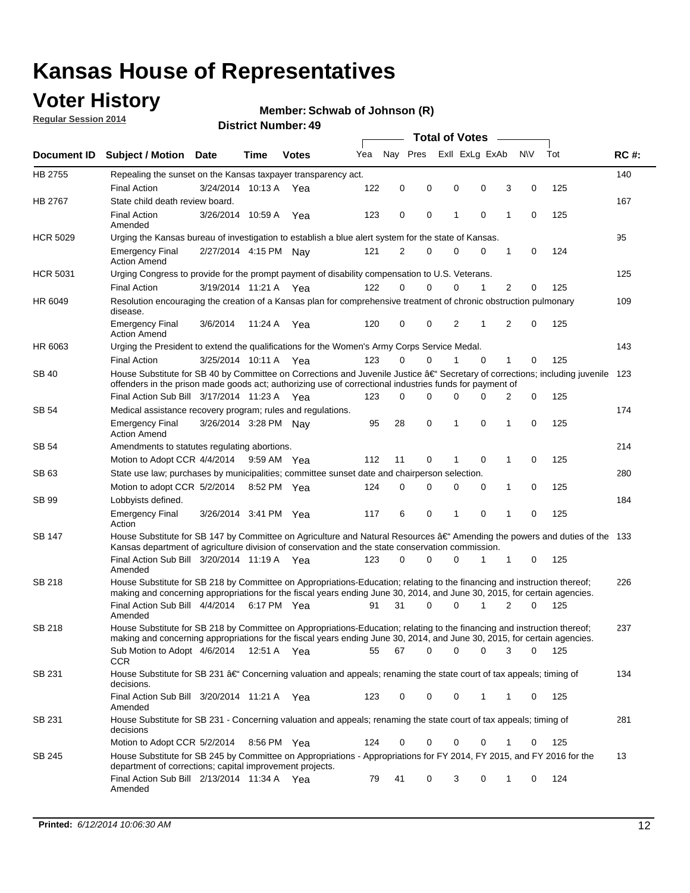# Kansas House of Representatives

## Voter History

**Regular Session 2014**

**Member: Schwab of Johnson (R)**

**District Number: 49**

| Document ID | Subject / Motion | Date | Time | Votes | Yea | Nay | Pres | ExII | ExLg | ExAb | N\V | Tot | RC #: |
|---|---|---|---|---|---|---|---|---|---|---|---|---|---|
| HB 2755 | Repealing the sunset on the Kansas taxpayer transparency act. | | | | | | | | | | | | 140 |
| | Final Action | 3/24/2014 | 10:13 A | Yea | 122 | 0 | 0 | 0 | 0 | 3 | 0 | 125 | |
| HB 2767 | State child death review board. | | | | | | | | | | | | 167 |
| | Final Action Amended | 3/26/2014 | 10:59 A | Yea | 123 | 0 | 0 | 1 | 0 | 1 | 0 | 125 | |
| HCR 5029 | Urging the Kansas bureau of investigation to establish a blue alert system for the state of Kansas. | | | | | | | | | | | | 95 |
| | Emergency Final Action Amend | 2/27/2014 | 4:15 PM | Nay | 121 | 2 | 0 | 0 | 0 | 1 | 0 | 124 | |
| HCR 5031 | Urging Congress to provide for the prompt payment of disability compensation to U.S. Veterans. | | | | | | | | | | | | 125 |
| | Final Action | 3/19/2014 | 11:21 A | Yea | 122 | 0 | 0 | 0 | 1 | 2 | 0 | 125 | |
| HR 6049 | Resolution encouraging the creation of a Kansas plan for comprehensive treatment of chronic obstruction pulmonary disease. | | | | | | | | | | | | 109 |
| | Emergency Final Action Amend | 3/6/2014 | 11:24 A | Yea | 120 | 0 | 0 | 2 | 1 | 2 | 0 | 125 | |
| HR 6063 | Urging the President to extend the qualifications for the Women's Army Corps Service Medal. | | | | | | | | | | | | 143 |
| | Final Action | 3/25/2014 | 10:11 A | Yea | 123 | 0 | 0 | 1 | 0 | 1 | 0 | 125 | |
| SB 40 | House Substitute for SB 40 by Committee on Corrections and Juvenile Justice â€" Secretary of corrections; including juvenile offenders in the prison made goods act; authorizing use of correctional industries funds for payment of | | | | | | | | | | | | 123 |
| | Final Action Sub Bill | 3/17/2014 | 11:23 A | Yea | 123 | 0 | 0 | 0 | 0 | 2 | 0 | 125 | |
| SB 54 | Medical assistance recovery program; rules and regulations. | | | | | | | | | | | | 174 |
| | Emergency Final Action Amend | 3/26/2014 | 3:28 PM | Nay | 95 | 28 | 0 | 1 | 0 | 1 | 0 | 125 | |
| SB 54 | Amendments to statutes regulating abortions. | | | | | | | | | | | | 214 |
| | Motion to Adopt CCR | 4/4/2014 | 9:59 AM | Yea | 112 | 11 | 0 | 1 | 0 | 1 | 0 | 125 | |
| SB 63 | State use law; purchases by municipalities; committee sunset date and chairperson selection. | | | | | | | | | | | | 280 |
| | Motion to adopt CCR | 5/2/2014 | 8:52 PM | Yea | 124 | 0 | 0 | 0 | 0 | 1 | 0 | 125 | |
| SB 99 | Lobbyists defined. | | | | | | | | | | | | 184 |
| | Emergency Final Action | 3/26/2014 | 3:41 PM | Yea | 117 | 6 | 0 | 1 | 0 | 1 | 0 | 125 | |
| SB 147 | House Substitute for SB 147 by Committee on Agriculture and Natural Resources â€" Amending the powers and duties of the Kansas department of agriculture division of conservation and the state conservation commission. | | | | | | | | | | | | 133 |
| | Final Action Sub Bill Amended | 3/20/2014 | 11:19 A | Yea | 123 | 0 | 0 | 0 | 1 | 1 | 0 | 125 | |
| SB 218 | House Substitute for SB 218 by Committee on Appropriations-Education; relating to the financing and instruction thereof; making and concerning appropriations for the fiscal years ending June 30, 2014, and June 30, 2015, for certain agencies. | | | | | | | | | | | | 226 |
| | Final Action Sub Bill Amended | 4/4/2014 | 6:17 PM | Yea | 91 | 31 | 0 | 0 | 1 | 2 | 0 | 125 | |
| SB 218 | House Substitute for SB 218 by Committee on Appropriations-Education; relating to the financing and instruction thereof; making and concerning appropriations for the fiscal years ending June 30, 2014, and June 30, 2015, for certain agencies. | | | | | | | | | | | | 237 |
| | Sub Motion to Adopt CCR | 4/6/2014 | 12:51 A | Yea | 55 | 67 | 0 | 0 | 0 | 3 | 0 | 125 | |
| SB 231 | House Substitute for SB 231 â€" Concerning valuation and appeals; renaming the state court of tax appeals; timing of decisions. | | | | | | | | | | | | 134 |
| | Final Action Sub Bill Amended | 3/20/2014 | 11:21 A | Yea | 123 | 0 | 0 | 0 | 1 | 1 | 0 | 125 | |
| SB 231 | House Substitute for SB 231 - Concerning valuation and appeals; renaming the state court of tax appeals; timing of decisions | | | | | | | | | | | | 281 |
| | Motion to Adopt CCR | 5/2/2014 | 8:56 PM | Yea | 124 | 0 | 0 | 0 | 0 | 1 | 0 | 125 | |
| SB 245 | House Substitute for SB 245 by Committee on Appropriations - Appropriations for FY 2014, FY 2015, and FY 2016 for the department of corrections; capital improvement projects. | | | | | | | | | | | | 13 |
| | Final Action Sub Bill Amended | 2/13/2014 | 11:34 A | Yea | 79 | 41 | 0 | 3 | 0 | 1 | 0 | 124 | |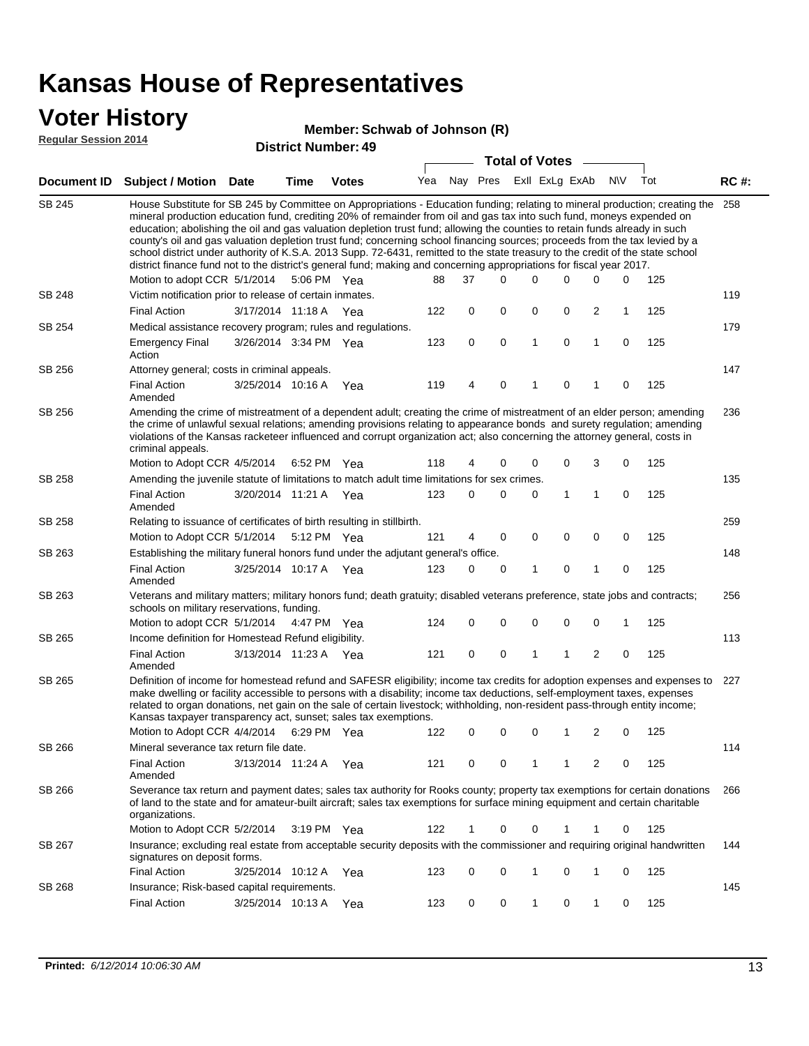# Kansas House of Representatives

## Voter History

**Regular Session 2014**

**Member: Schwab of Johnson (R)**

**District Number: 49**

| Document ID | Subject / Motion | Date | Time | Votes | Yea | Nay | Pres | ExII | ExLg | ExAb | N\V | Tot | RC #: |
|---|---|---|---|---|---|---|---|---|---|---|---|---|---|
| SB 245 | House Substitute for SB 245 by Committee on Appropriations - Education funding; relating to mineral production; creating the mineral production education fund, crediting 20% of remainder from oil and gas tax into such fund, moneys expended on education; abolishing the oil and gas valuation depletion trust fund; allowing the counties to retain funds already in such county's oil and gas valuation depletion trust fund; concerning school financing sources; proceeds from the tax levied by a school district under authority of K.S.A. 2013 Supp. 72-6431, remitted to the state treasury to the credit of the state school district finance fund not to the district's general fund; making and concerning appropriations for fiscal year 2017. | | | | | | | | | | | | 258 |
| | Motion to adopt CCR | 5/1/2014 | 5:06 PM | Yea | 88 | 37 | 0 | 0 | 0 | 0 | 0 | 125 | |
| SB 248 | Victim notification prior to release of certain inmates. | | | | | | | | | | | | 119 |
| | Final Action | 3/17/2014 | 11:18 A | Yea | 122 | 0 | 0 | 0 | 0 | 2 | 1 | 125 | |
| SB 254 | Medical assistance recovery program; rules and regulations. | | | | | | | | | | | | 179 |
| | Emergency Final Action | 3/26/2014 | 3:34 PM | Yea | 123 | 0 | 0 | 1 | 0 | 1 | 0 | 125 | |
| SB 256 | Attorney general; costs in criminal appeals. | | | | | | | | | | | | 147 |
| | Final Action Amended | 3/25/2014 | 10:16 A | Yea | 119 | 4 | 0 | 1 | 0 | 1 | 0 | 125 | |
| SB 256 | Amending the crime of mistreatment of a dependent adult; creating the crime of mistreatment of an elder person; amending the crime of unlawful sexual relations; amending provisions relating to appearance bonds and surety regulation; amending violations of the Kansas racketeer influenced and corrupt organization act; also concerning the attorney general, costs in criminal appeals. | | | | | | | | | | | | 236 |
| | Motion to Adopt CCR | 4/5/2014 | 6:52 PM | Yea | 118 | 4 | 0 | 0 | 0 | 3 | 0 | 125 | |
| SB 258 | Amending the juvenile statute of limitations to match adult time limitations for sex crimes. | | | | | | | | | | | | 135 |
| | Final Action Amended | 3/20/2014 | 11:21 A | Yea | 123 | 0 | 0 | 0 | 1 | 1 | 0 | 125 | |
| SB 258 | Relating to issuance of certificates of birth resulting in stillbirth. | | | | | | | | | | | | 259 |
| | Motion to Adopt CCR | 5/1/2014 | 5:12 PM | Yea | 121 | 4 | 0 | 0 | 0 | 0 | 0 | 125 | |
| SB 263 | Establishing the military funeral honors fund under the adjutant general's office. | | | | | | | | | | | | 148 |
| | Final Action Amended | 3/25/2014 | 10:17 A | Yea | 123 | 0 | 0 | 1 | 0 | 1 | 0 | 125 | |
| SB 263 | Veterans and military matters; military honors fund; death gratuity; disabled veterans preference, state jobs and contracts; schools on military reservations, funding. | | | | | | | | | | | | 256 |
| | Motion to adopt CCR | 5/1/2014 | 4:47 PM | Yea | 124 | 0 | 0 | 0 | 0 | 0 | 1 | 125 | |
| SB 265 | Income definition for Homestead Refund eligibility. | | | | | | | | | | | | 113 |
| | Final Action Amended | 3/13/2014 | 11:23 A | Yea | 121 | 0 | 0 | 1 | 1 | 2 | 0 | 125 | |
| SB 265 | Definition of income for homestead refund and SAFESR eligibility; income tax credits for adoption expenses and expenses to make dwelling or facility accessible to persons with a disability; income tax deductions, self-employment taxes, expenses related to organ donations, net gain on the sale of certain livestock; withholding, non-resident pass-through entity income; Kansas taxpayer transparency act, sunset; sales tax exemptions. | | | | | | | | | | | | 227 |
| | Motion to Adopt CCR | 4/4/2014 | 6:29 PM | Yea | 122 | 0 | 0 | 0 | 1 | 2 | 0 | 125 | |
| SB 266 | Mineral severance tax return file date. | | | | | | | | | | | | 114 |
| | Final Action Amended | 3/13/2014 | 11:24 A | Yea | 121 | 0 | 0 | 1 | 1 | 2 | 0 | 125 | |
| SB 266 | Severance tax return and payment dates; sales tax authority for Rooks county; property tax exemptions for certain donations of land to the state and for amateur-built aircraft; sales tax exemptions for surface mining equipment and certain charitable organizations. | | | | | | | | | | | | 266 |
| | Motion to Adopt CCR | 5/2/2014 | 3:19 PM | Yea | 122 | 1 | 0 | 0 | 1 | 1 | 0 | 125 | |
| SB 267 | Insurance; excluding real estate from acceptable security deposits with the commissioner and requiring original handwritten signatures on deposit forms. | | | | | | | | | | | | 144 |
| | Final Action | 3/25/2014 | 10:12 A | Yea | 123 | 0 | 0 | 1 | 0 | 1 | 0 | 125 | |
| SB 268 | Insurance; Risk-based capital requirements. | | | | | | | | | | | | 145 |
| | Final Action | 3/25/2014 | 10:13 A | Yea | 123 | 0 | 0 | 1 | 0 | 1 | 0 | 125 | |

**Printed:** *6/12/2014 10:06:30 AM*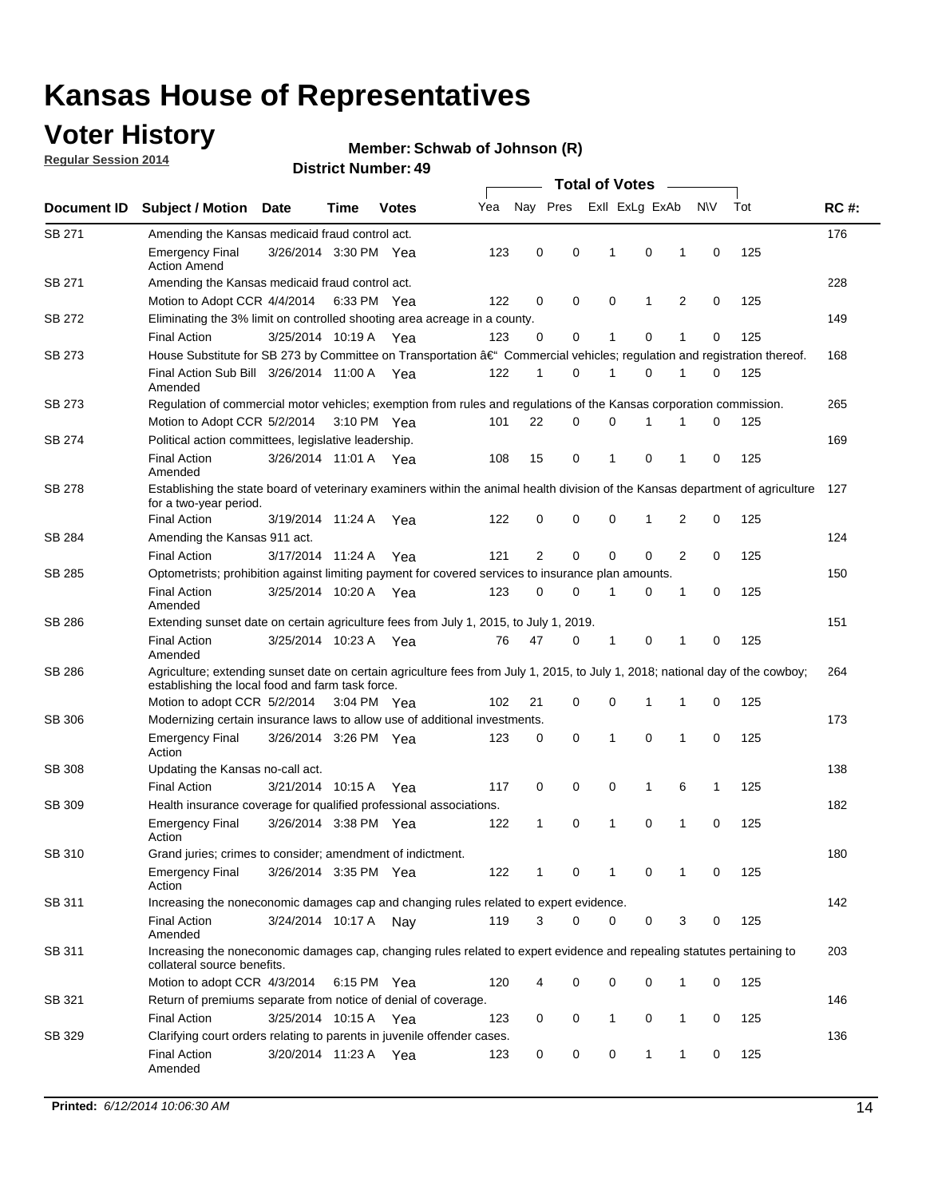# Kansas House of Representatives

## Voter History

**Regular Session 2014**

**Member: Schwab of Johnson (R)**

**District Number: 49**

| Document ID | Subject / Motion | Date | Time | Votes | Yea | Nay | Pres | ExII | ExLg | ExAb | N\V | Tot | RC #: |
|---|---|---|---|---|---|---|---|---|---|---|---|---|---|
| SB 271 | Amending the Kansas medicaid fraud control act. | | | | | | | | | | | | 176 |
| | Emergency Final Action Amend | 3/26/2014 | 3:30 PM | Yea | 123 | 0 | 0 | 1 | 0 | 1 | 0 | 125 | |
| SB 271 | Amending the Kansas medicaid fraud control act. | | | | | | | | | | | | 228 |
| | Motion to Adopt CCR | 4/4/2014 | 6:33 PM | Yea | 122 | 0 | 0 | 0 | 1 | 2 | 0 | 125 | |
| SB 272 | Eliminating the 3% limit on controlled shooting area acreage in a county. | | | | | | | | | | | | 149 |
| | Final Action | 3/25/2014 | 10:19 A | Yea | 123 | 0 | 0 | 1 | 0 | 1 | 0 | 125 | |
| SB 273 | House Substitute for SB 273 by Committee on Transportation â€" Commercial vehicles; regulation and registration thereof. | | | | | | | | | | | | 168 |
| | Final Action Sub Bill Amended | 3/26/2014 | 11:00 A | Yea | 122 | 1 | 0 | 1 | 0 | 1 | 0 | 125 | |
| SB 273 | Regulation of commercial motor vehicles; exemption from rules and regulations of the Kansas corporation commission. | | | | | | | | | | | | 265 |
| | Motion to Adopt CCR | 5/2/2014 | 3:10 PM | Yea | 101 | 22 | 0 | 0 | 1 | 1 | 0 | 125 | |
| SB 274 | Political action committees, legislative leadership. | | | | | | | | | | | | 169 |
| | Final Action Amended | 3/26/2014 | 11:01 A | Yea | 108 | 15 | 0 | 1 | 0 | 1 | 0 | 125 | |
| SB 278 | Establishing the state board of veterinary examiners within the animal health division of the Kansas department of agriculture for a two-year period. | | | | | | | | | | | | 127 |
| | Final Action | 3/19/2014 | 11:24 A | Yea | 122 | 0 | 0 | 0 | 1 | 2 | 0 | 125 | |
| SB 284 | Amending the Kansas 911 act. | | | | | | | | | | | | 124 |
| | Final Action | 3/17/2014 | 11:24 A | Yea | 121 | 2 | 0 | 0 | 0 | 2 | 0 | 125 | |
| SB 285 | Optometrists; prohibition against limiting payment for covered services to insurance plan amounts. | | | | | | | | | | | | 150 |
| | Final Action Amended | 3/25/2014 | 10:20 A | Yea | 123 | 0 | 0 | 1 | 0 | 1 | 0 | 125 | |
| SB 286 | Extending sunset date on certain agriculture fees from July 1, 2015, to July 1, 2019. | | | | | | | | | | | | 151 |
| | Final Action Amended | 3/25/2014 | 10:23 A | Yea | 76 | 47 | 0 | 1 | 0 | 1 | 0 | 125 | |
| SB 286 | Agriculture; extending sunset date on certain agriculture fees from July 1, 2015, to July 1, 2018; national day of the cowboy; establishing the local food and farm task force. | | | | | | | | | | | | 264 |
| | Motion to adopt CCR | 5/2/2014 | 3:04 PM | Yea | 102 | 21 | 0 | 0 | 1 | 1 | 0 | 125 | |
| SB 306 | Modernizing certain insurance laws to allow use of additional investments. | | | | | | | | | | | | 173 |
| | Emergency Final Action | 3/26/2014 | 3:26 PM | Yea | 123 | 0 | 0 | 1 | 0 | 1 | 0 | 125 | |
| SB 308 | Updating the Kansas no-call act. | | | | | | | | | | | | 138 |
| | Final Action | 3/21/2014 | 10:15 A | Yea | 117 | 0 | 0 | 0 | 1 | 6 | 1 | 125 | |
| SB 309 | Health insurance coverage for qualified professional associations. | | | | | | | | | | | | 182 |
| | Emergency Final Action | 3/26/2014 | 3:38 PM | Yea | 122 | 1 | 0 | 1 | 0 | 1 | 0 | 125 | |
| SB 310 | Grand juries; crimes to consider; amendment of indictment. | | | | | | | | | | | | 180 |
| | Emergency Final Action | 3/26/2014 | 3:35 PM | Yea | 122 | 1 | 0 | 1 | 0 | 1 | 0 | 125 | |
| SB 311 | Increasing the noneconomic damages cap and changing rules related to expert evidence. | | | | | | | | | | | | 142 |
| | Final Action Amended | 3/24/2014 | 10:17 A | Nay | 119 | 3 | 0 | 0 | 0 | 3 | 0 | 125 | |
| SB 311 | Increasing the noneconomic damages cap, changing rules related to expert evidence and repealing statutes pertaining to collateral source benefits. | | | | | | | | | | | | 203 |
| | Motion to adopt CCR | 4/3/2014 | 6:15 PM | Yea | 120 | 4 | 0 | 0 | 0 | 1 | 0 | 125 | |
| SB 321 | Return of premiums separate from notice of denial of coverage. | | | | | | | | | | | | 146 |
| | Final Action | 3/25/2014 | 10:15 A | Yea | 123 | 0 | 0 | 1 | 0 | 1 | 0 | 125 | |
| SB 329 | Clarifying court orders relating to parents in juvenile offender cases. | | | | | | | | | | | | 136 |
| | Final Action Amended | 3/20/2014 | 11:23 A | Yea | 123 | 0 | 0 | 0 | 1 | 1 | 0 | 125 | |

**Printed:** *6/12/2014 10:06:30 AM*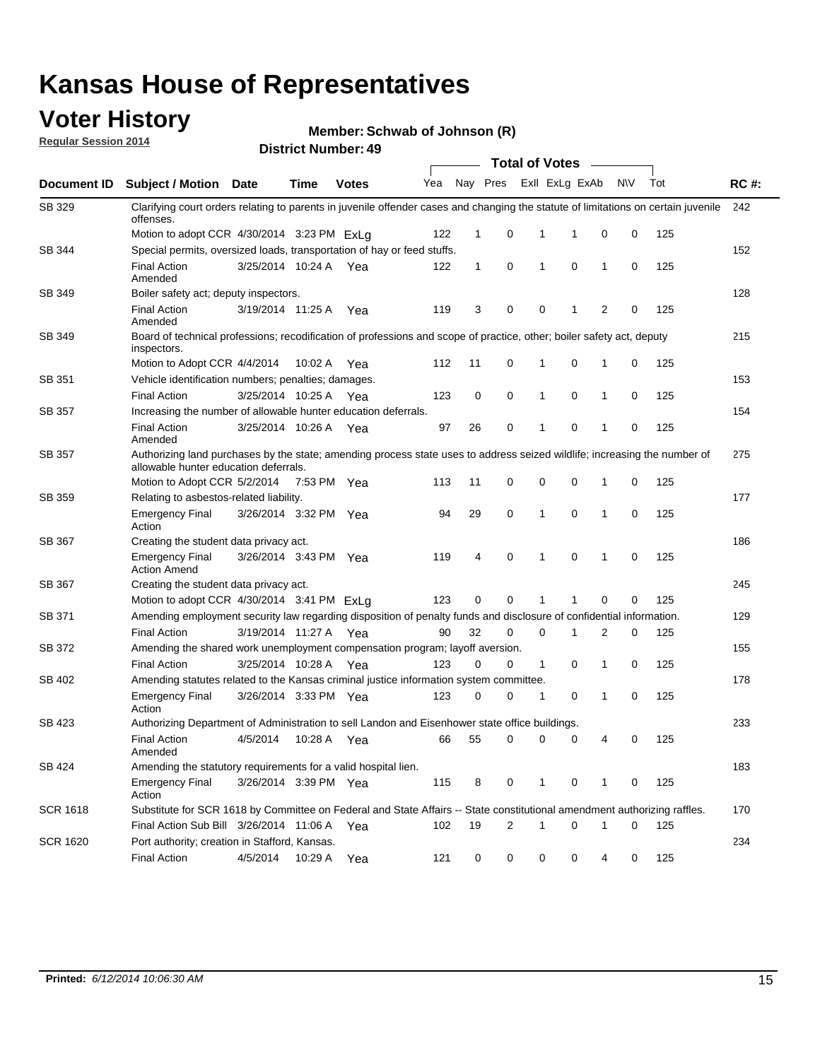# Kansas House of Representatives

## Voter History

**Regular Session 2014**

**Member: Schwab of Johnson (R)**

**District Number: 49**

| Document ID | Subject / Motion | Date | Time | Votes | Yea | Nay | Pres | ExII | ExLg | ExAb | N\V | Tot | RC #: |
|---|---|---|---|---|---|---|---|---|---|---|---|---|---|
| SB 329 | Clarifying court orders relating to parents in juvenile offender cases and changing the statute of limitations on certain juvenile offenses. | | | | | | | | | | | | 242 |
| | Motion to adopt CCR | 4/30/2014 | 3:23 PM | ExLg | 122 | 1 | 0 | 1 | 1 | 0 | 0 | 125 | |
| SB 344 | Special permits, oversized loads, transportation of hay or feed stuffs. | | | | | | | | | | | | 152 |
| | Final Action Amended | 3/25/2014 | 10:24 A | Yea | 122 | 1 | 0 | 1 | 0 | 1 | 0 | 125 | |
| SB 349 | Boiler safety act; deputy inspectors. | | | | | | | | | | | | 128 |
| | Final Action Amended | 3/19/2014 | 11:25 A | Yea | 119 | 3 | 0 | 0 | 1 | 2 | 0 | 125 | |
| SB 349 | Board of technical professions; recodification of professions and scope of practice, other; boiler safety act, deputy inspectors. | | | | | | | | | | | | 215 |
| | Motion to Adopt CCR | 4/4/2014 | 10:02 A | Yea | 112 | 11 | 0 | 1 | 0 | 1 | 0 | 125 | |
| SB 351 | Vehicle identification numbers; penalties; damages. | | | | | | | | | | | | 153 |
| | Final Action | 3/25/2014 | 10:25 A | Yea | 123 | 0 | 0 | 1 | 0 | 1 | 0 | 125 | |
| SB 357 | Increasing the number of allowable hunter education deferrals. | | | | | | | | | | | | 154 |
| | Final Action Amended | 3/25/2014 | 10:26 A | Yea | 97 | 26 | 0 | 1 | 0 | 1 | 0 | 125 | |
| SB 357 | Authorizing land purchases by the state; amending process state uses to address seized wildlife; increasing the number of allowable hunter education deferrals. | | | | | | | | | | | | 275 |
| | Motion to Adopt CCR | 5/2/2014 | 7:53 PM | Yea | 113 | 11 | 0 | 0 | 0 | 1 | 0 | 125 | |
| SB 359 | Relating to asbestos-related liability. | | | | | | | | | | | | 177 |
| | Emergency Final Action | 3/26/2014 | 3:32 PM | Yea | 94 | 29 | 0 | 1 | 0 | 1 | 0 | 125 | |
| SB 367 | Creating the student data privacy act. | | | | | | | | | | | | 186 |
| | Emergency Final Action Amend | 3/26/2014 | 3:43 PM | Yea | 119 | 4 | 0 | 1 | 0 | 1 | 0 | 125 | |
| SB 367 | Creating the student data privacy act. | | | | | | | | | | | | 245 |
| | Motion to adopt CCR | 4/30/2014 | 3:41 PM | ExLg | 123 | 0 | 0 | 1 | 1 | 0 | 0 | 125 | |
| SB 371 | Amending employment security law regarding disposition of penalty funds and disclosure of confidential information. | | | | | | | | | | | | 129 |
| | Final Action | 3/19/2014 | 11:27 A | Yea | 90 | 32 | 0 | 0 | 1 | 2 | 0 | 125 | |
| SB 372 | Amending the shared work unemployment compensation program; layoff aversion. | | | | | | | | | | | | 155 |
| | Final Action | 3/25/2014 | 10:28 A | Yea | 123 | 0 | 0 | 1 | 0 | 1 | 0 | 125 | |
| SB 402 | Amending statutes related to the Kansas criminal justice information system committee. | | | | | | | | | | | | 178 |
| | Emergency Final Action | 3/26/2014 | 3:33 PM | Yea | 123 | 0 | 0 | 1 | 0 | 1 | 0 | 125 | |
| SB 423 | Authorizing Department of Administration to sell Landon and Eisenhower state office buildings. | | | | | | | | | | | | 233 |
| | Final Action Amended | 4/5/2014 | 10:28 A | Yea | 66 | 55 | 0 | 0 | 0 | 4 | 0 | 125 | |
| SB 424 | Amending the statutory requirements for a valid hospital lien. | | | | | | | | | | | | 183 |
| | Emergency Final Action | 3/26/2014 | 3:39 PM | Yea | 115 | 8 | 0 | 1 | 0 | 1 | 0 | 125 | |
| SCR 1618 | Substitute for SCR 1618 by Committee on Federal and State Affairs -- State constitutional amendment authorizing raffles. | | | | | | | | | | | | 170 |
| | Final Action Sub Bill | 3/26/2014 | 11:06 A | Yea | 102 | 19 | 2 | 1 | 0 | 1 | 0 | 125 | |
| SCR 1620 | Port authority; creation in Stafford, Kansas. | | | | | | | | | | | | 234 |
| | Final Action | 4/5/2014 | 10:29 A | Yea | 121 | 0 | 0 | 0 | 0 | 4 | 0 | 125 | |

**Printed:** *6/12/2014 10:06:30 AM*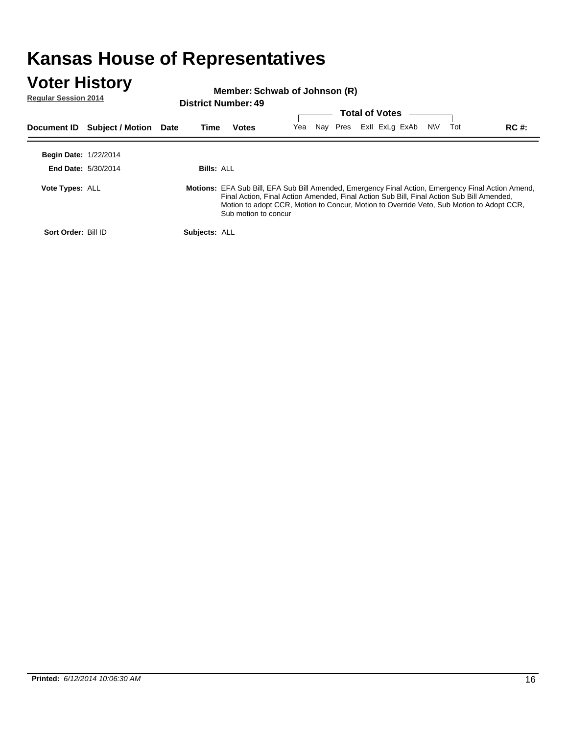# Kansas House of Representatives

## Voter History

**Regular Session 2014**

**Member:** Schwab of Johnson (R)

**District Number:** 49

| Document ID | Subject / Motion | Date | Time | Votes | Total of Votes | | | | | | | | RC #: |
|---|---|---|---|---|---|---|---|---|---|---|---|---|---|
| | | | | | Yea | Nay | Pres | ExII | ExLg | ExAb | N\V | Tot | |

**Begin Date:** 1/22/2014

**End Date:** 5/30/2014

**Bills:** ALL

**Vote Types:** ALL

**Motions:** EFA Sub Bill, EFA Sub Bill Amended, Emergency Final Action, Emergency Final Action Amend, Final Action, Final Action Amended, Final Action Sub Bill, Final Action Sub Bill Amended, Motion to adopt CCR, Motion to Concur, Motion to Override Veto, Sub Motion to Adopt CCR, Sub motion to concur

**Sort Order:** Bill ID

**Subjects:** ALL

**Printed:** *6/12/2014 10:06:30 AM*